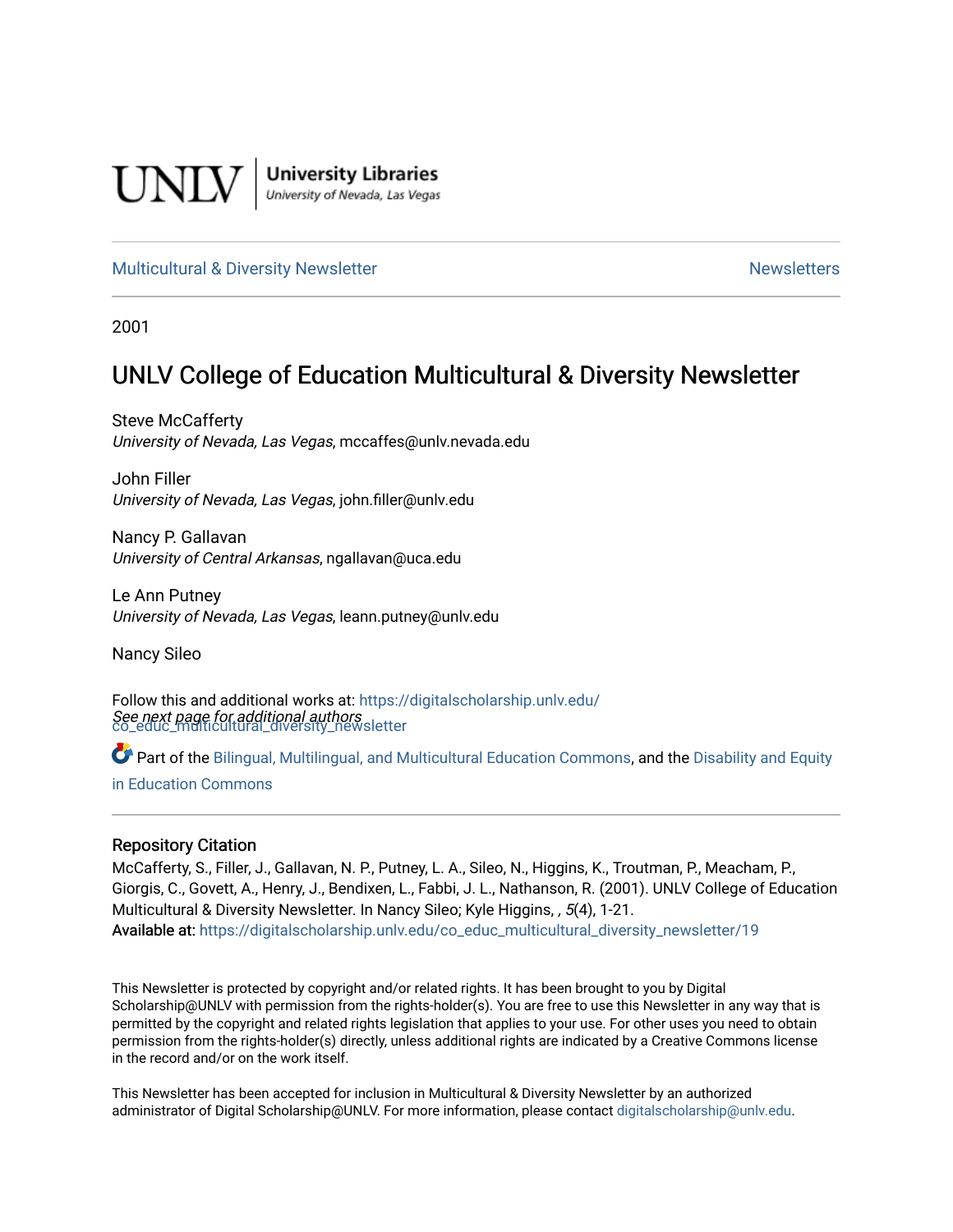University Libraries
*University of Nevada, Las Vegas*

Multicultural & Diversity Newsletter | Newsletters

2001

# UNLV College of Education Multicultural & Diversity Newsletter

Steve McCafferty
*University of Nevada, Las Vegas*, mccaffes@unlv.nevada.edu

John Filler
*University of Nevada, Las Vegas*, john.filler@unlv.edu

Nancy P. Gallavan
*University of Central Arkansas*, ngallavan@uca.edu

Le Ann Putney
*University of Nevada, Las Vegas*, leann.putney@unlv.edu

Nancy Sileo

*See next page for additional authors*

Follow this and additional works at: https://digitalscholarship.unlv.edu/co_educ_multicultural_diversity_newsletter

Part of the Bilingual, Multilingual, and Multicultural Education Commons, and the Disability and Equity in Education Commons

## Repository Citation

McCafferty, S., Filler, J., Gallavan, N. P., Putney, L. A., Sileo, N., Higgins, K., Troutman, P., Meacham, P., Giorgis, C., Govett, A., Henry, J., Bendixen, L., Fabbi, J. L., Nathanson, R. (2001). UNLV College of Education Multicultural & Diversity Newsletter. In Nancy Sileo; Kyle Higgins, , *5*(4), 1-21.
**Available at:** https://digitalscholarship.unlv.edu/co_educ_multicultural_diversity_newsletter/19

This Newsletter is protected by copyright and/or related rights. It has been brought to you by Digital Scholarship@UNLV with permission from the rights-holder(s). You are free to use this Newsletter in any way that is permitted by the copyright and related rights legislation that applies to your use. For other uses you need to obtain permission from the rights-holder(s) directly, unless additional rights are indicated by a Creative Commons license in the record and/or on the work itself.

This Newsletter has been accepted for inclusion in Multicultural & Diversity Newsletter by an authorized administrator of Digital Scholarship@UNLV. For more information, please contact digitalscholarship@unlv.edu.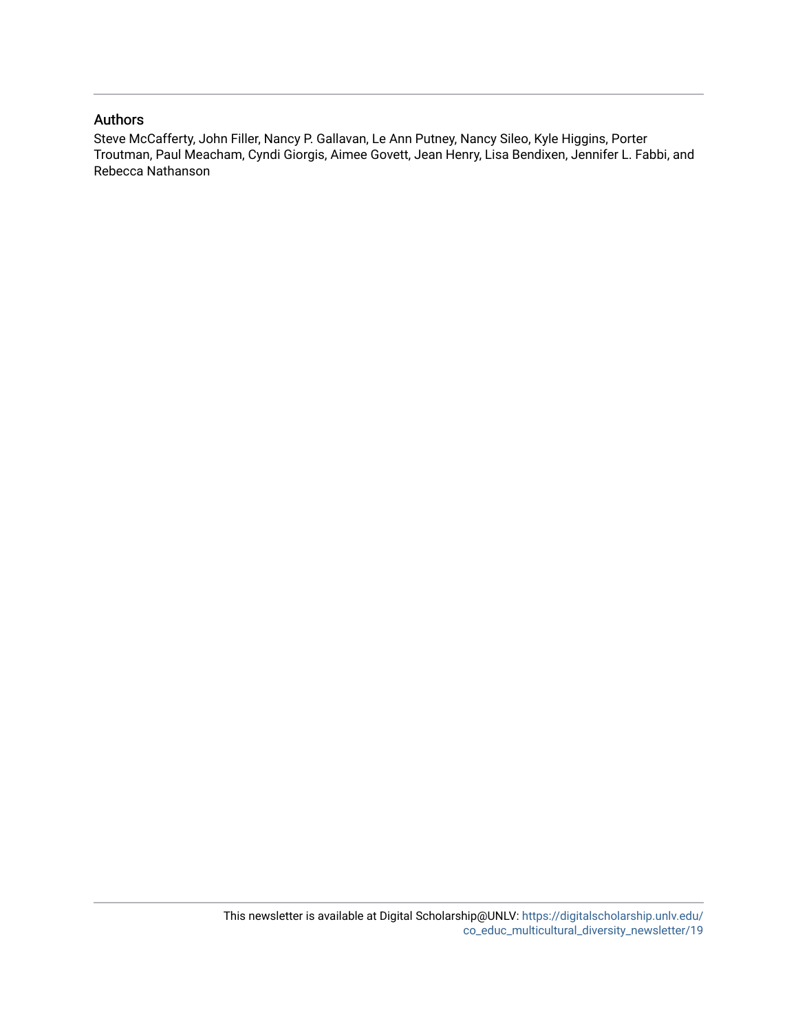## Authors

Steve McCafferty, John Filler, Nancy P. Gallavan, Le Ann Putney, Nancy Sileo, Kyle Higgins, Porter Troutman, Paul Meacham, Cyndi Giorgis, Aimee Govett, Jean Henry, Lisa Bendixen, Jennifer L. Fabbi, and Rebecca Nathanson

This newsletter is available at Digital Scholarship@UNLV: https://digitalscholarship.unlv.edu/co_educ_multicultural_diversity_newsletter/19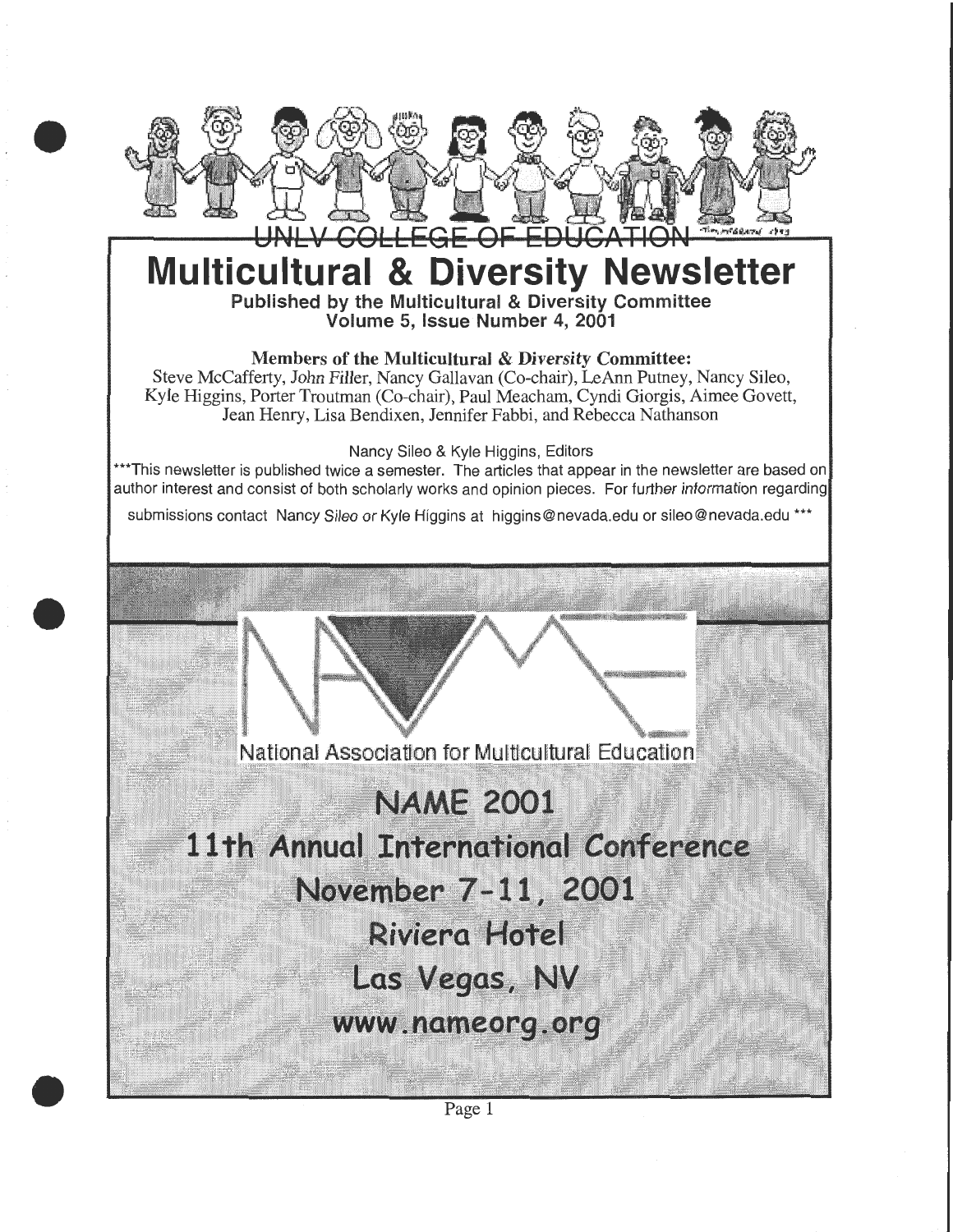UNLV COLLEGE OF EDUCATION

# Multicultural & Diversity Newsletter

**Published by the Multicultural & Diversity Committee**
**Volume 5, Issue Number 4, 2001**

**Members of the Multicultural & Diversity Committee:**
Steve McCafferty, John Filler, Nancy Gallavan (Co-chair), LeAnn Putney, Nancy Sileo, Kyle Higgins, Porter Troutman (Co-chair), Paul Meacham, Cyndi Giorgis, Aimee Govett, Jean Henry, Lisa Bendixen, Jennifer Fabbi, and Rebecca Nathanson

Nancy Sileo & Kyle Higgins, Editors

***This newsletter is published twice a semester. The articles that appear in the newsletter are based on author interest and consist of both scholarly works and opinion pieces. For further information regarding submissions contact Nancy Sileo or Kyle Higgins at higgins@nevada.edu or sileo@nevada.edu ***

National Association for Multicultural Education

## NAME 2001
## 11th Annual International Conference
## November 7-11, 2001
## Riviera Hotel
## Las Vegas, NV
## www.nameorg.org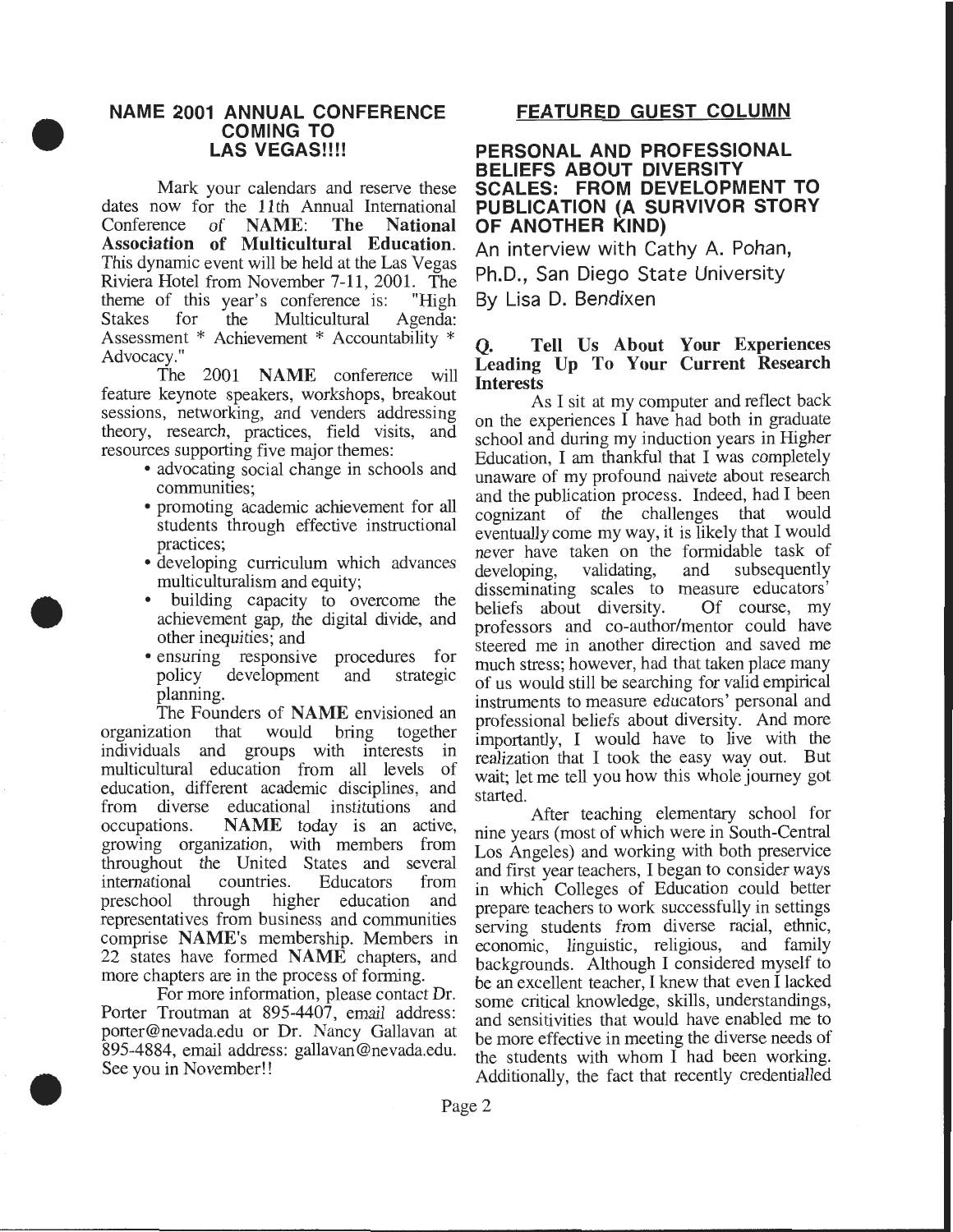## NAME 2001 ANNUAL CONFERENCE COMING TO LAS VEGAS!!!!

Mark your calendars and reserve these dates now for the *11th* Annual International Conference of **NAME**: **The National Association of Multicultural Education**. This dynamic event will be held at the Las Vegas Riviera Hotel from November 7-11, 2001. The theme of this year's conference is: "High Stakes for the Multicultural Agenda: Assessment * Achievement * Accountability * Advocacy."

The 2001 **NAME** conference will feature keynote speakers, workshops, breakout sessions, networking, and venders addressing theory, research, practices, field visits, and resources supporting five major themes:

- advocating social change in schools and communities;
- promoting academic achievement for all students through effective instructional practices;
- developing curriculum which advances multiculturalism and equity;
- building capacity to overcome the achievement gap, the digital divide, and other inequities; and
- ensuring responsive procedures for policy development and strategic planning.

The Founders of **NAME** envisioned an organization that would bring together individuals and groups with interests in multicultural education from all levels of education, different academic disciplines, and from diverse educational institutions and occupations. **NAME** today is an active, growing organization, with members from throughout the United States and several international countries. Educators from preschool through higher education and representatives from business and communities comprise **NAME**'s membership. Members in 22 states have formed **NAME** chapters, and more chapters are in the process of forming.

For more information, please contact Dr. Porter Troutman at 895-4407, email address: porter@nevada.edu or Dr. Nancy Gallavan at 895-4884, email address: gallavan@nevada.edu. See you in November!!

## FEATURED GUEST COLUMN

### PERSONAL AND PROFESSIONAL BELIEFS ABOUT DIVERSITY SCALES: FROM DEVELOPMENT TO PUBLICATION (A SURVIVOR STORY OF ANOTHER KIND)

An interview with Cathy A. Pohan, Ph.D., San Diego State University

By Lisa D. Bendixen

**Q. Tell Us About Your Experiences Leading Up To Your Current Research Interests**

As I sit at my computer and reflect back on the experiences I have had both in graduate school and during my induction years in Higher Education, I am thankful that I was completely unaware of my profound naivete about research and the publication process. Indeed, had I been cognizant of the challenges that would eventually come my way, it is likely that I would never have taken on the formidable task of developing, validating, and subsequently disseminating scales to measure educators' beliefs about diversity. Of course, my professors and co-author/mentor could have steered me in another direction and saved me much stress; however, had that taken place many of us would still be searching for valid empirical instruments to measure educators' personal and professional beliefs about diversity. And more importantly, I would have to live with the realization that I took the easy way out. But wait; let me tell you how this whole journey got started.

After teaching elementary school for nine years (most of which were in South-Central Los Angeles) and working with both preservice and first year teachers, I began to consider ways in which Colleges of Education could better prepare teachers to work successfully in settings serving students from diverse racial, ethnic, economic, linguistic, religious, and family backgrounds. Although I considered myself to be an excellent teacher, I knew that even I lacked some critical knowledge, skills, understandings, and sensitivities that would have enabled me to be more effective in meeting the diverse needs of the students with whom I had been working. Additionally, the fact that recently credentialled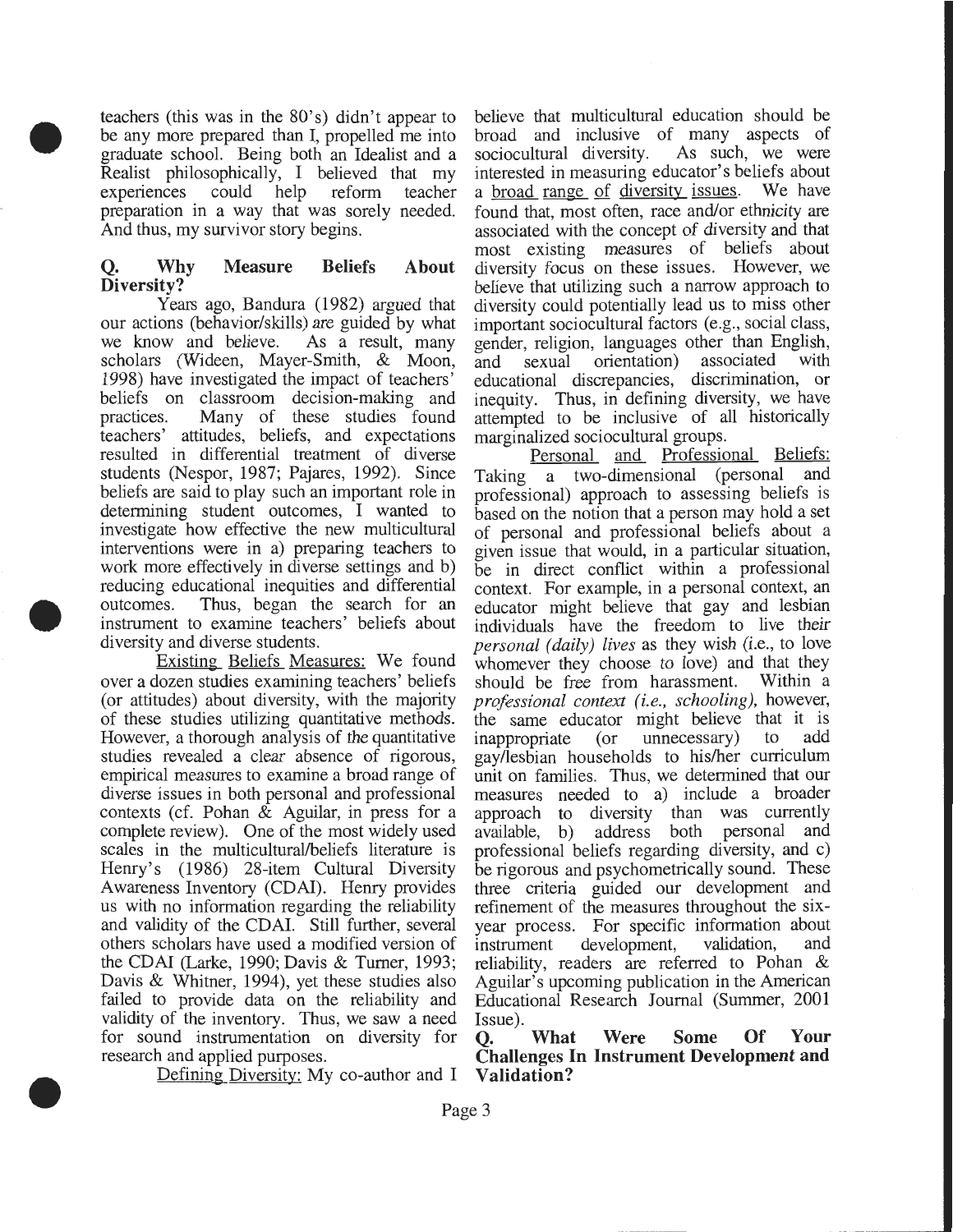teachers (this was in the 80's) didn't appear to be any more prepared than I, propelled me into graduate school. Being both an Idealist and a Realist philosophically, I believed that my experiences could help reform teacher preparation in a way that was sorely needed. And thus, my survivor story begins.

## Q. Why Measure Beliefs About Diversity?

Years ago, Bandura (1982) argued that our actions (behavior/skills) are guided by what we know and believe. As a result, many scholars (Wideen, Mayer-Smith, & Moon, 1998) have investigated the impact of teachers' beliefs on classroom decision-making and practices. Many of these studies found teachers' attitudes, beliefs, and expectations resulted in differential treatment of diverse students (Nespor, 1987; Pajares, 1992). Since beliefs are said to play such an important role in determining student outcomes, I wanted to investigate how effective the new multicultural interventions were in a) preparing teachers to work more effectively in diverse settings and b) reducing educational inequities and differential outcomes. Thus, began the search for an instrument to examine teachers' beliefs about diversity and diverse students.

Existing Beliefs Measures: We found over a dozen studies examining teachers' beliefs (or attitudes) about diversity, with the majority of these studies utilizing quantitative methods. However, a thorough analysis of the quantitative studies revealed a clear absence of rigorous, empirical measures to examine a broad range of diverse issues in both personal and professional contexts (cf. Pohan & Aguilar, in press for a complete review). One of the most widely used scales in the multicultural/beliefs literature is Henry's (1986) 28-item Cultural Diversity Awareness Inventory (CDAI). Henry provides us with no information regarding the reliability and validity of the CDAI. Still further, several others scholars have used a modified version of the CDAI (Larke, 1990; Davis & Turner, 1993; Davis & Whitner, 1994), yet these studies also failed to provide data on the reliability and validity of the inventory. Thus, we saw a need for sound instrumentation on diversity for research and applied purposes.

Defining Diversity: My co-author and I believe that multicultural education should be broad and inclusive of many aspects of sociocultural diversity. As such, we were interested in measuring educator's beliefs about a broad range of diversity issues. We have found that, most often, race and/or ethnicity are associated with the concept of diversity and that most existing measures of beliefs about diversity focus on these issues. However, we believe that utilizing such a narrow approach to diversity could potentially lead us to miss other important sociocultural factors (e.g., social class, gender, religion, languages other than English, and sexual orientation) associated with educational discrepancies, discrimination, or inequity. Thus, in defining diversity, we have attempted to be inclusive of all historically marginalized sociocultural groups.

Personal and Professional Beliefs: Taking a two-dimensional (personal and professional) approach to assessing beliefs is based on the notion that a person may hold a set of personal and professional beliefs about a given issue that would, in a particular situation, be in direct conflict within a professional context. For example, in a personal context, an educator might believe that gay and lesbian individuals have the freedom to live their *personal (daily) lives* as they wish (i.e., to love whomever they choose to love) and that they should be free from harassment. Within a *professional context (i.e., schooling)*, however, the same educator might believe that it is inappropriate (or unnecessary) to add gay/lesbian households to his/her curriculum unit on families. Thus, we determined that our measures needed to a) include a broader approach to diversity than was currently available, b) address both personal and professional beliefs regarding diversity, and c) be rigorous and psychometrically sound. These three criteria guided our development and refinement of the measures throughout the six-year process. For specific information about instrument development, validation, and reliability, readers are referred to Pohan & Aguilar's upcoming publication in the American Educational Research Journal (Summer, 2001 Issue).

## Q. What Were Some Of Your Challenges In Instrument Development and Validation?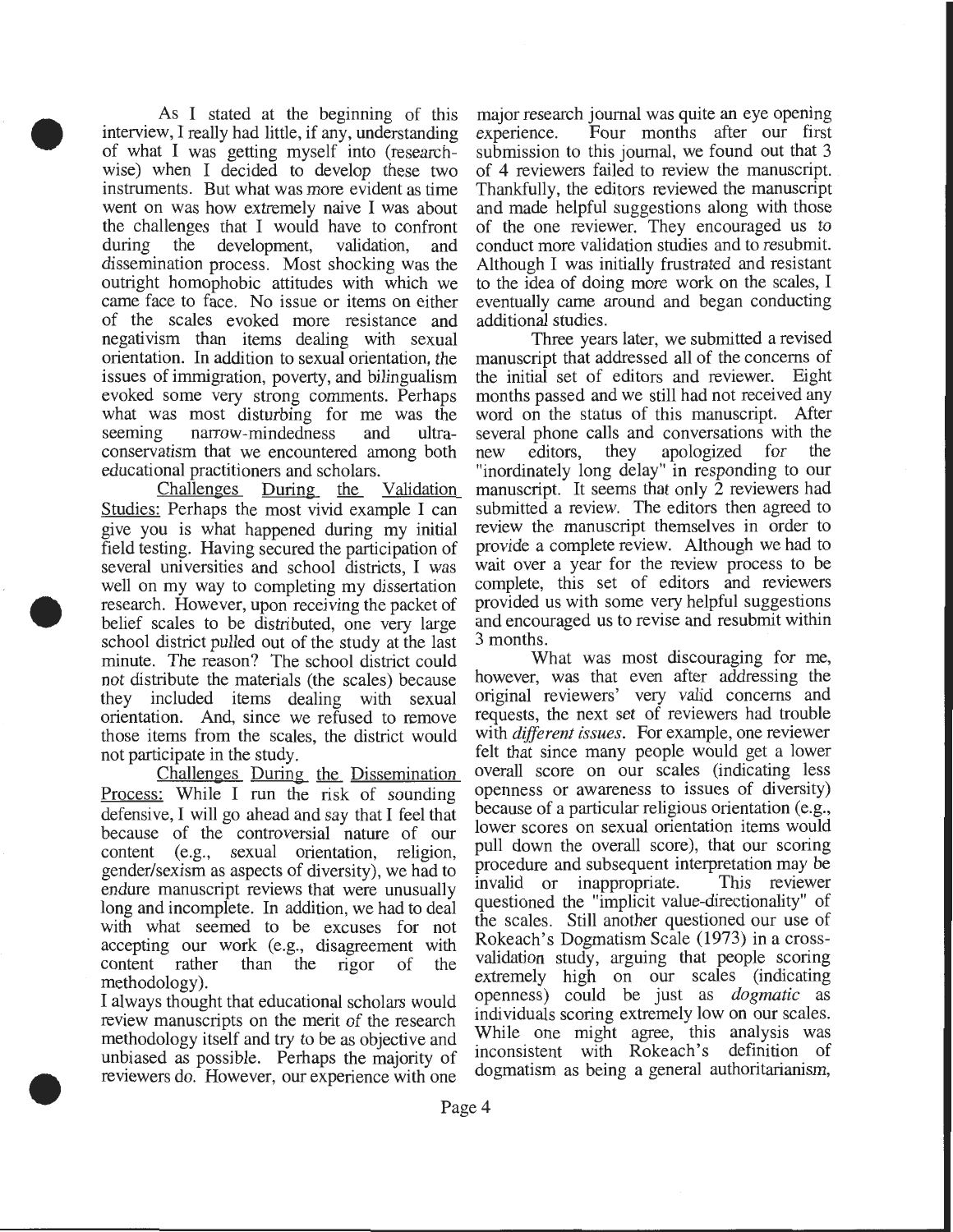As I stated at the beginning of this interview, I really had little, if any, understanding of what I was getting myself into (research-wise) when I decided to develop these two instruments. But what was more evident as time went on was how extremely naive I was about the challenges that I would have to confront during the development, validation, and dissemination process. Most shocking was the outright homophobic attitudes with which we came face to face. No issue or items on either of the scales evoked more resistance and negativism than items dealing with sexual orientation. In addition to sexual orientation, the issues of immigration, poverty, and bilingualism evoked some very strong comments. Perhaps what was most disturbing for me was the seeming narrow-mindedness and ultra-conservatism that we encountered among both educational practitioners and scholars.

Challenges During the Validation Studies: Perhaps the most vivid example I can give you is what happened during my initial field testing. Having secured the participation of several universities and school districts, I was well on my way to completing my dissertation research. However, upon receiving the packet of belief scales to be distributed, one very large school district pulled out of the study at the last minute. The reason? The school district could not distribute the materials (the scales) because they included items dealing with sexual orientation. And, since we refused to remove those items from the scales, the district would not participate in the study.

Challenges During the Dissemination Process: While I run the risk of sounding defensive, I will go ahead and say that I feel that because of the controversial nature of our content (e.g., sexual orientation, religion, gender/sexism as aspects of diversity), we had to endure manuscript reviews that were unusually long and incomplete. In addition, we had to deal with what seemed to be excuses for not accepting our work (e.g., disagreement with content rather than the rigor of the methodology).

I always thought that educational scholars would review manuscripts on the merit of the research methodology itself and try to be as objective and unbiased as possible. Perhaps the majority of reviewers do. However, our experience with one major research journal was quite an eye opening experience. Four months after our first submission to this journal, we found out that 3 of 4 reviewers failed to review the manuscript. Thankfully, the editors reviewed the manuscript and made helpful suggestions along with those of the one reviewer. They encouraged us to conduct more validation studies and to resubmit. Although I was initially frustrated and resistant to the idea of doing more work on the scales, I eventually came around and began conducting additional studies.

Three years later, we submitted a revised manuscript that addressed all of the concerns of the initial set of editors and reviewer. Eight months passed and we still had not received any word on the status of this manuscript. After several phone calls and conversations with the new editors, they apologized for the "inordinately long delay" in responding to our manuscript. It seems that only 2 reviewers had submitted a review. The editors then agreed to review the manuscript themselves in order to provide a complete review. Although we had to wait over a year for the review process to be complete, this set of editors and reviewers provided us with some very helpful suggestions and encouraged us to revise and resubmit within 3 months.

What was most discouraging for me, however, was that even after addressing the original reviewers' very valid concerns and requests, the next set of reviewers had trouble with *different issues*. For example, one reviewer felt that since many people would get a lower overall score on our scales (indicating less openness or awareness to issues of diversity) because of a particular religious orientation (e.g., lower scores on sexual orientation items would pull down the overall score), that our scoring procedure and subsequent interpretation may be invalid or inappropriate. This reviewer questioned the "implicit value-directionality" of the scales. Still another questioned our use of Rokeach's Dogmatism Scale (1973) in a cross-validation study, arguing that people scoring extremely high on our scales (indicating openness) could be just as *dogmatic* as individuals scoring extremely low on our scales. While one might agree, this analysis was inconsistent with Rokeach's definition of dogmatism as being a general authoritarianism,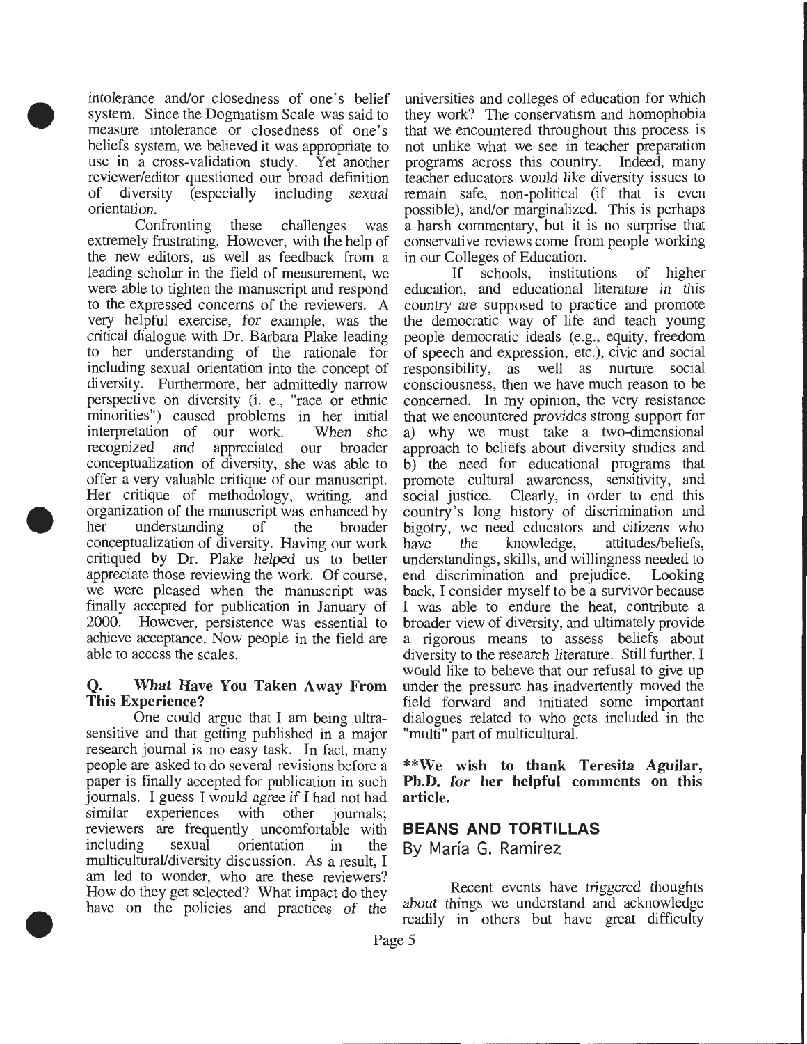intolerance and/or closedness of one's belief system. Since the Dogmatism Scale was said to measure intolerance or closedness of one's beliefs system, we believed it was appropriate to use in a cross-validation study. Yet another reviewer/editor questioned our broad definition of diversity (especially including *sexual orientation*.

Confronting these challenges was extremely frustrating. However, with the help of the new editors, as well as feedback from a leading scholar in the field of measurement, we were able to tighten the manuscript and respond to the expressed concerns of the reviewers. A very helpful exercise, for example, was the critical dialogue with Dr. Barbara Plake leading to her understanding of the rationale for including sexual orientation into the concept of diversity. Furthermore, her admittedly narrow perspective on diversity (i. e., "race or ethnic minorities") caused problems in her initial interpretation of our work. When she recognized and appreciated our broader conceptualization of diversity, she was able to offer a very valuable critique of our manuscript. Her critique of methodology, writing, and organization of the manuscript was enhanced by her understanding of the broader conceptualization of diversity. Having our work critiqued by Dr. Plake helped us to better appreciate those reviewing the work. Of course, we were pleased when the manuscript was finally accepted for publication in January of 2000. However, persistence was essential to achieve acceptance. Now people in the field are able to access the scales.

### Q. What Have You Taken Away From This Experience?

One could argue that I am being ultra-sensitive and that getting published in a major research journal is no easy task. In fact, many people are asked to do several revisions before a paper is finally accepted for publication in such journals. I guess I would agree if I had not had similar experiences with other journals; reviewers are frequently uncomfortable with including sexual orientation in the multicultural/diversity discussion. As a result, I am led to wonder, who are these reviewers? How do they get selected? What impact do they have on the policies and practices of the universities and colleges of education for which they work? The conservatism and homophobia that we encountered throughout this process is not unlike what we see in teacher preparation programs across this country. Indeed, many teacher educators *would like* diversity issues to remain safe, non-political (if that is even possible), and/or marginalized. This is perhaps a harsh commentary, but it is no surprise that conservative reviews come from people working in our Colleges of Education.

If schools, institutions of higher education, and educational literature *in this country are* supposed to practice and promote the democratic way of life and teach young people democratic ideals (e.g., equity, freedom of speech and expression, etc.), civic and social responsibility, as well as nurture social consciousness, then we have much reason to be concerned. In my opinion, the very resistance that we encountered provides strong support for a) why we must take a two-dimensional approach to beliefs about diversity studies and b) the need for educational programs that promote cultural awareness, sensitivity, and social justice. Clearly, in order to end this country's long history of discrimination and bigotry, we need educators and citizens who have the knowledge, attitudes/beliefs, understandings, skills, and willingness needed to end discrimination and prejudice. Looking back, I consider myself to be a survivor because I was able to endure the heat, contribute a broader view of diversity, and ultimately provide a rigorous means to assess beliefs about diversity to the research literature. Still further, I would like to believe that our refusal to give up under the pressure has inadvertently moved the field forward and initiated some important dialogues related to who gets included in the "multi" part of multicultural.

**\*\*We wish to thank Teresita Aguilar, Ph.D. for her helpful comments on this article.**

## BEANS AND TORTILLAS

By María G. Ramírez

Recent events have triggered thoughts about things we understand and acknowledge readily in others but have great difficulty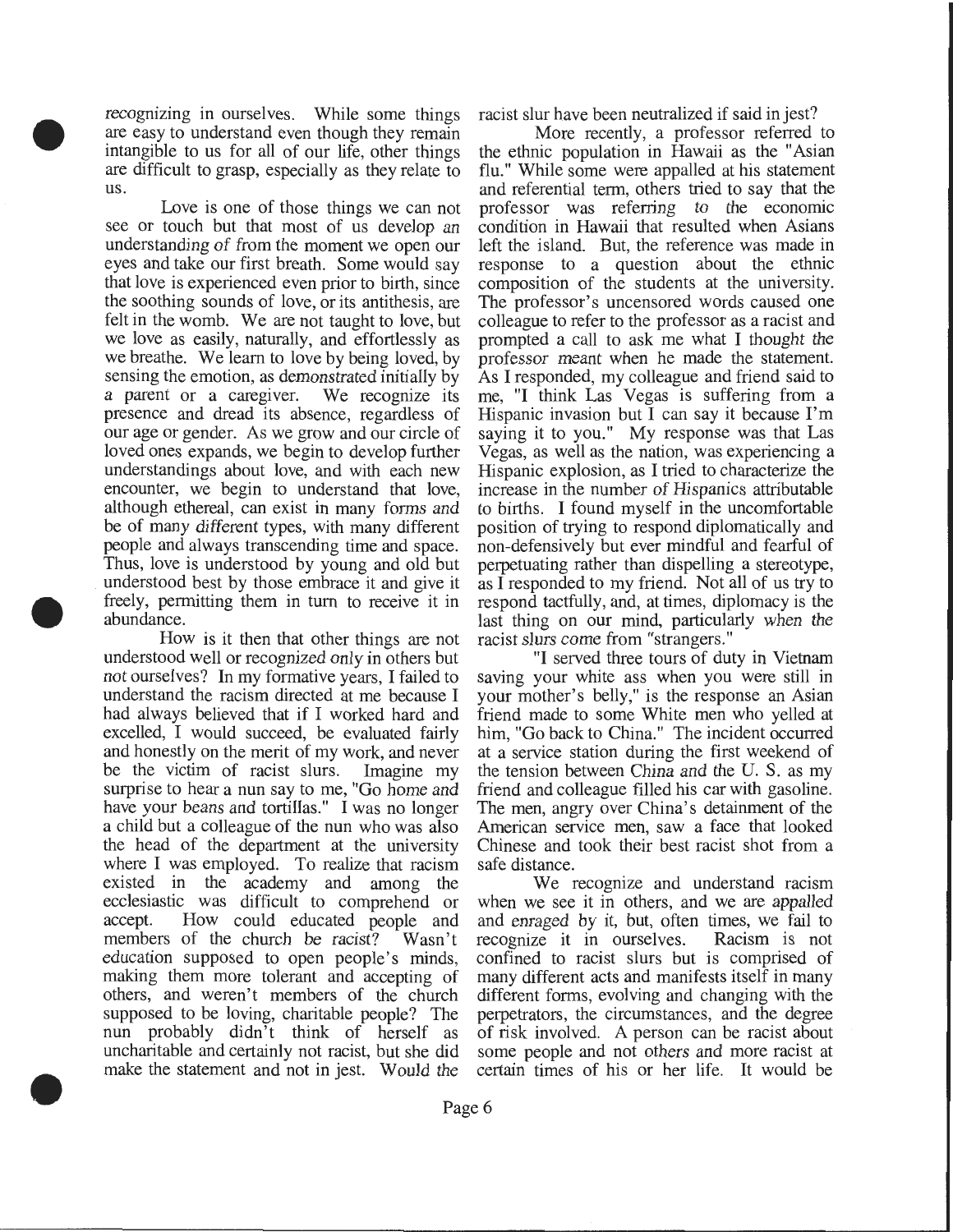recognizing in ourselves. While some things are easy to understand even though they remain intangible to us for all of our life, other things are difficult to grasp, especially as they relate to us.

Love is one of those things we can not see or touch but that most of us develop an understanding of from the moment we open our eyes and take our first breath. Some would say that love is experienced even prior to birth, since the soothing sounds of love, or its antithesis, are felt in the womb. We are not taught to love, but we love as easily, naturally, and effortlessly as we breathe. We learn to love by being loved, by sensing the emotion, as demonstrated initially by a parent or a caregiver. We recognize its presence and dread its absence, regardless of our age or gender. As we grow and our circle of loved ones expands, we begin to develop further understandings about love, and with each new encounter, we begin to understand that love, although ethereal, can exist in many forms and be of many different types, with many different people and always transcending time and space. Thus, love is understood by young and old but understood best by those embrace it and give it freely, permitting them in turn to receive it in abundance.

How is it then that other things are not understood well or recognized only in others but not ourselves? In my formative years, I failed to understand the racism directed at me because I had always believed that if I worked hard and excelled, I would succeed, be evaluated fairly and honestly on the merit of my work, and never be the victim of racist slurs. Imagine my surprise to hear a nun say to me, "Go home and have your beans and tortillas." I was no longer a child but a colleague of the nun who was also the head of the department at the university where I was employed. To realize that racism existed in the academy and among the ecclesiastic was difficult to comprehend or accept. How could educated people and members of the church be racist? Wasn't education supposed to open people's minds, making them more tolerant and accepting of others, and weren't members of the church supposed to be loving, charitable people? The nun probably didn't think of herself as uncharitable and certainly not racist, but she did make the statement and not in jest. Would the racist slur have been neutralized if said in jest?

More recently, a professor referred to the ethnic population in Hawaii as the "Asian flu." While some were appalled at his statement and referential term, others tried to say that the professor was referring to the economic condition in Hawaii that resulted when Asians left the island. But, the reference was made in response to a question about the ethnic composition of the students at the university. The professor's uncensored words caused one colleague to refer to the professor as a racist and prompted a call to ask me what I thought the professor meant when he made the statement. As I responded, my colleague and friend said to me, "I think Las Vegas is suffering from a Hispanic invasion but I can say it because I'm saying it to you." My response was that Las Vegas, as well as the nation, was experiencing a Hispanic explosion, as I tried to characterize the increase in the number of Hispanics attributable to births. I found myself in the uncomfortable position of trying to respond diplomatically and non-defensively but ever mindful and fearful of perpetuating rather than dispelling a stereotype, as I responded to my friend. Not all of us try to respond tactfully, and, at times, diplomacy is the last thing on our mind, particularly when the racist slurs come from "strangers."

"I served three tours of duty in Vietnam saving your white ass when you were still in your mother's belly," is the response an Asian friend made to some White men who yelled at him, "Go back to China." The incident occurred at a service station during the first weekend of the tension between China and the U. S. as my friend and colleague filled his car with gasoline. The men, angry over China's detainment of the American service men, saw a face that looked Chinese and took their best racist shot from a safe distance.

We recognize and understand racism when we see it in others, and we are appalled and enraged by it, but, often times, we fail to recognize it in ourselves. Racism is not confined to racist slurs but is comprised of many different acts and manifests itself in many different forms, evolving and changing with the perpetrators, the circumstances, and the degree of risk involved. A person can be racist about some people and not others and more racist at certain times of his or her life. It would be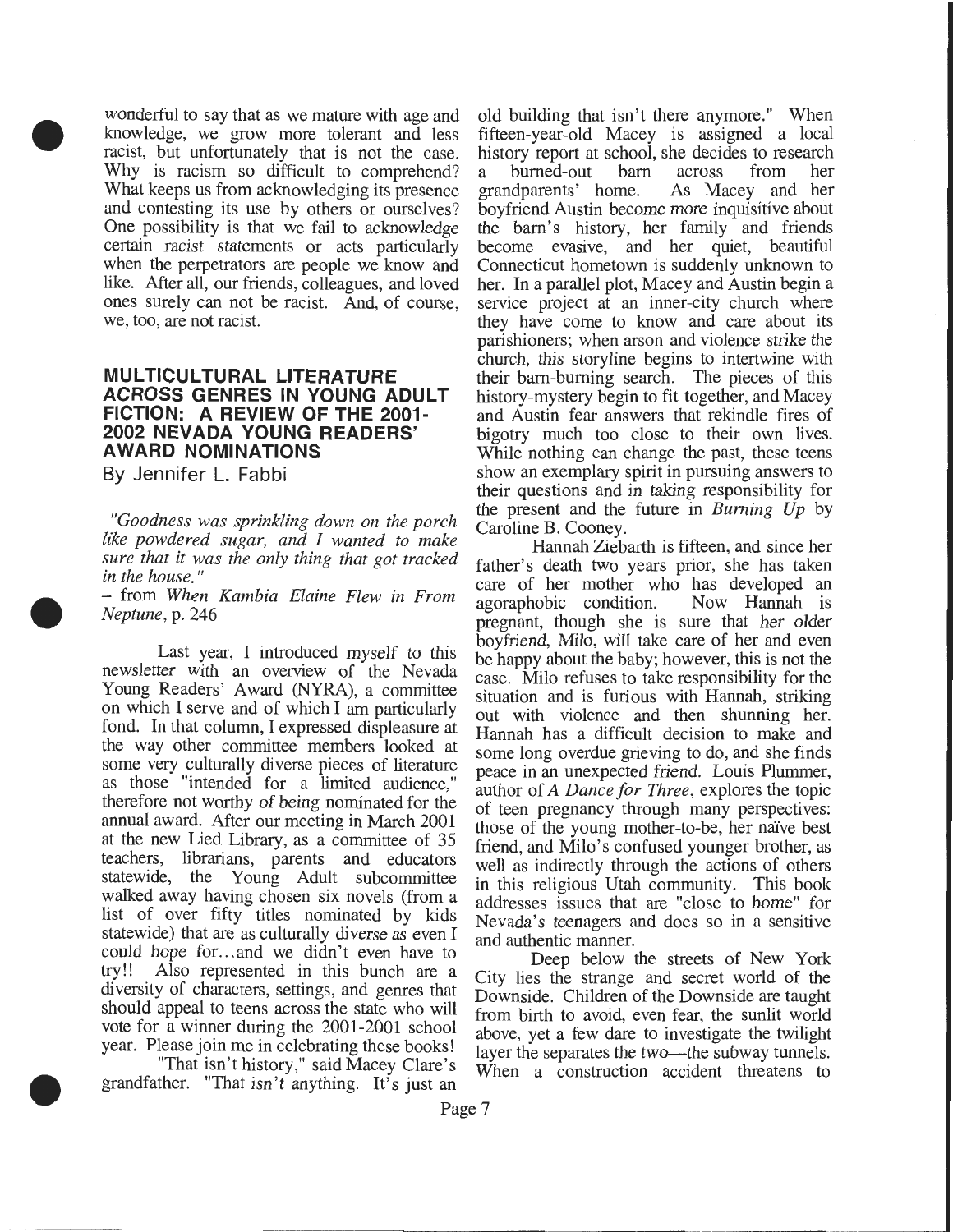wonderful to say that as we mature with age and knowledge, we grow more tolerant and less racist, but unfortunately that is not the case. Why is racism so difficult to comprehend? What keeps us from acknowledging its presence and contesting its use by others or ourselves? One possibility is that we fail to acknowledge certain racist statements or acts particularly when the perpetrators are people we know and like. After all, our friends, colleagues, and loved ones surely can not be racist. And, of course, we, too, are not racist.

## MULTICULTURAL LITERATURE ACROSS GENRES IN YOUNG ADULT FICTION: A REVIEW OF THE 2001-2002 NEVADA YOUNG READERS' AWARD NOMINATIONS

By Jennifer L. Fabbi

*"Goodness was sprinkling down on the porch like powdered sugar, and I wanted to make sure that it was the only thing that got tracked in the house."*

– from *When Kambia Elaine Flew in From Neptune*, p. 246

Last year, I introduced myself to this newsletter with an overview of the Nevada Young Readers' Award (NYRA), a committee on which I serve and of which I am particularly fond. In that column, I expressed displeasure at the way other committee members looked at some very culturally diverse pieces of literature as those "intended for a limited audience," therefore not worthy of being nominated for the annual award. After our meeting in March 2001 at the new Lied Library, as a committee of 35 teachers, librarians, parents and educators statewide, the Young Adult subcommittee walked away having chosen six novels (from a list of over fifty titles nominated by kids statewide) that are as culturally diverse as even I could hope for…and we didn't even have to try!! Also represented in this bunch are a diversity of characters, settings, and genres that should appeal to teens across the state who will vote for a winner during the 2001-2001 school year. Please join me in celebrating these books!

"That isn't history," said Macey Clare's grandfather. "That *isn't* anything. It's just an old building that isn't there anymore." When fifteen-year-old Macey is assigned a local history report at school, she decides to research a burned-out barn across from her grandparents' home. As Macey and her boyfriend Austin become more inquisitive about the barn's history, her family and friends become evasive, and her quiet, beautiful Connecticut hometown is suddenly unknown to her. In a parallel plot, Macey and Austin begin a service project at an inner-city church where they have come to know and care about its parishioners; when arson and violence strike the church, this storyline begins to intertwine with their barn-burning search. The pieces of this history-mystery begin to fit together, and Macey and Austin fear answers that rekindle fires of bigotry much too close to their own lives. While nothing can change the past, these teens show an exemplary spirit in pursuing answers to their questions and in taking responsibility for the present and the future in *Burning Up* by Caroline B. Cooney.

Hannah Ziebarth is fifteen, and since her father's death two years prior, she has taken care of her mother who has developed an agoraphobic condition. Now Hannah is pregnant, though she is sure that her older boyfriend, Milo, will take care of her and even be happy about the baby; however, this is not the case. Milo refuses to take responsibility for the situation and is furious with Hannah, striking out with violence and then shunning her. Hannah has a difficult decision to make and some long overdue grieving to do, and she finds peace in an unexpected friend. Louis Plummer, author of *A Dance for Three*, explores the topic of teen pregnancy through many perspectives: those of the young mother-to-be, her naïve best friend, and Milo's confused younger brother, as well as indirectly through the actions of others in this religious Utah community. This book addresses issues that are "close to home" for Nevada's teenagers and does so in a sensitive and authentic manner.

Deep below the streets of New York City lies the strange and secret world of the Downside. Children of the Downside are taught from birth to avoid, even fear, the sunlit world above, yet a few dare to investigate the twilight layer the separates the two—the subway tunnels. When a construction accident threatens to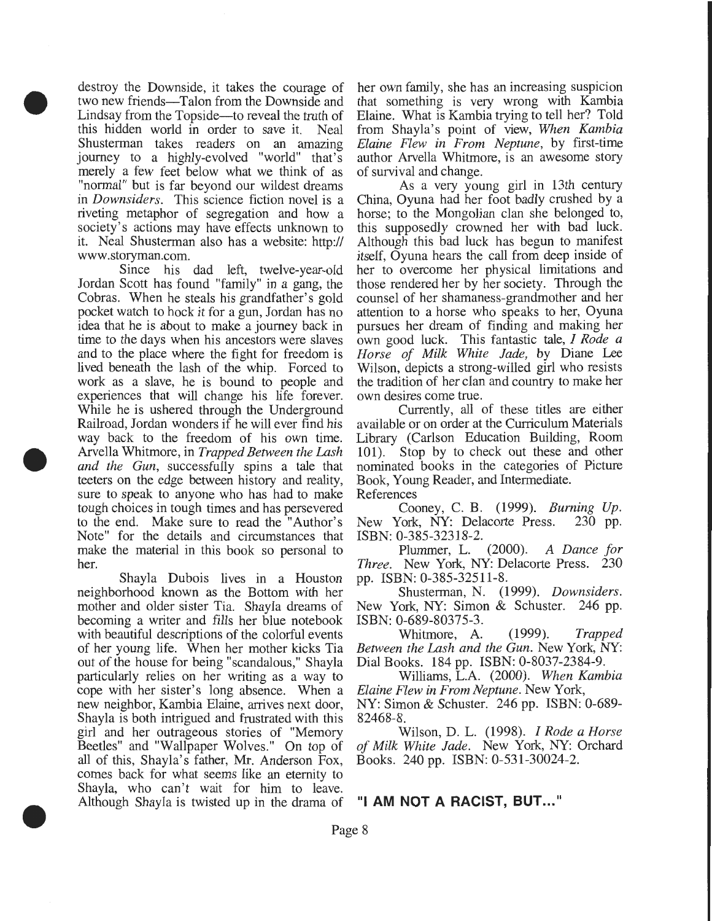destroy the Downside, it takes the courage of two new friends—Talon from the Downside and Lindsay from the Topside—to reveal the truth of this hidden world in order to save it. Neal Shusterman takes readers on an amazing journey to a highly-evolved "world" that's merely a few feet below what we think of as "normal" but is far beyond our wildest dreams in *Downsiders*. This science fiction novel is a riveting metaphor of segregation and how a society's actions may have effects unknown to it. Neal Shusterman also has a website: http://www.storyman.com.

Since his dad left, twelve-year-old Jordan Scott has found "family" in a gang, the Cobras. When he steals his grandfather's gold pocket watch to hock it for a gun, Jordan has no idea that he is about to make a journey back in time to the days when his ancestors were slaves and to the place where the fight for freedom is lived beneath the lash of the whip. Forced to work as a slave, he is bound to people and experiences that will change his life forever. While he is ushered through the Underground Railroad, Jordan wonders if he will ever find his way back to the freedom of his own time. Arvella Whitmore, in *Trapped Between the Lash and the Gun*, successfully spins a tale that teeters on the edge between history and reality, sure to speak to anyone who has had to make tough choices in tough times and has persevered to the end. Make sure to read the "Author's Note" for the details and circumstances that make the material in this book so personal to her.

Shayla Dubois lives in a Houston neighborhood known as the Bottom with her mother and older sister Tia. Shayla dreams of becoming a writer and fills her blue notebook with beautiful descriptions of the colorful events of her young life. When her mother kicks Tia out of the house for being "scandalous," Shayla particularly relies on her writing as a way to cope with her sister's long absence. When a new neighbor, Kambia Elaine, arrives next door, Shayla is both intrigued and frustrated with this girl and her outrageous stories of "Memory Beetles" and "Wallpaper Wolves." On top of all of this, Shayla's father, Mr. Anderson Fox, comes back for what seems like an eternity to Shayla, who can't wait for him to leave. Although Shayla is twisted up in the drama of her own family, she has an increasing suspicion that something is very wrong with Kambia Elaine. What is Kambia trying to tell her? Told from Shayla's point of view, *When Kambia Elaine Flew in From Neptune*, by first-time author Arvella Whitmore, is an awesome story of survival and change.

As a very young girl in 13th century China, Oyuna had her foot badly crushed by a horse; to the Mongolian clan she belonged to, this supposedly crowned her with bad luck. Although this bad luck has begun to manifest itself, Oyuna hears the call from deep inside of her to overcome her physical limitations and those rendered her by her society. Through the counsel of her shamaness-grandmother and her attention to a horse who speaks to her, Oyuna pursues her dream of finding and making her own good luck. This fantastic tale, *I Rode a Horse of Milk White Jade,* by Diane Lee Wilson, depicts a strong-willed girl who resists the tradition of her clan and country to make her own desires come true.

Currently, all of these titles are either available or on order at the Curriculum Materials Library (Carlson Education Building, Room 101). Stop by to check out these and other nominated books in the categories of Picture Book, Young Reader, and Intermediate.

References

Cooney, C. B. (1999). *Burning Up*. New York, NY: Delacorte Press. 230 pp. ISBN: 0-385-32318-2.

Plummer, L. (2000). *A Dance for Three*. New York, NY: Delacorte Press. 230 pp. ISBN: 0-385-32511-8.

Shusterman, N. (1999). *Downsiders*. New York, NY: Simon & Schuster. 246 pp. ISBN: 0-689-80375-3.

Whitmore, A. (1999). *Trapped Between the Lash and the Gun*. New York, NY: Dial Books. 184 pp. ISBN: 0-8037-2384-9.

Williams, L.A. (2000). *When Kambia Elaine Flew in From Neptune*. New York, NY: Simon & Schuster. 246 pp. ISBN: 0-689-82468-8.

Wilson, D. L. (1998). *I Rode a Horse of Milk White Jade*. New York, NY: Orchard Books. 240 pp. ISBN: 0-531-30024-2.

## "I AM NOT A RACIST, BUT..."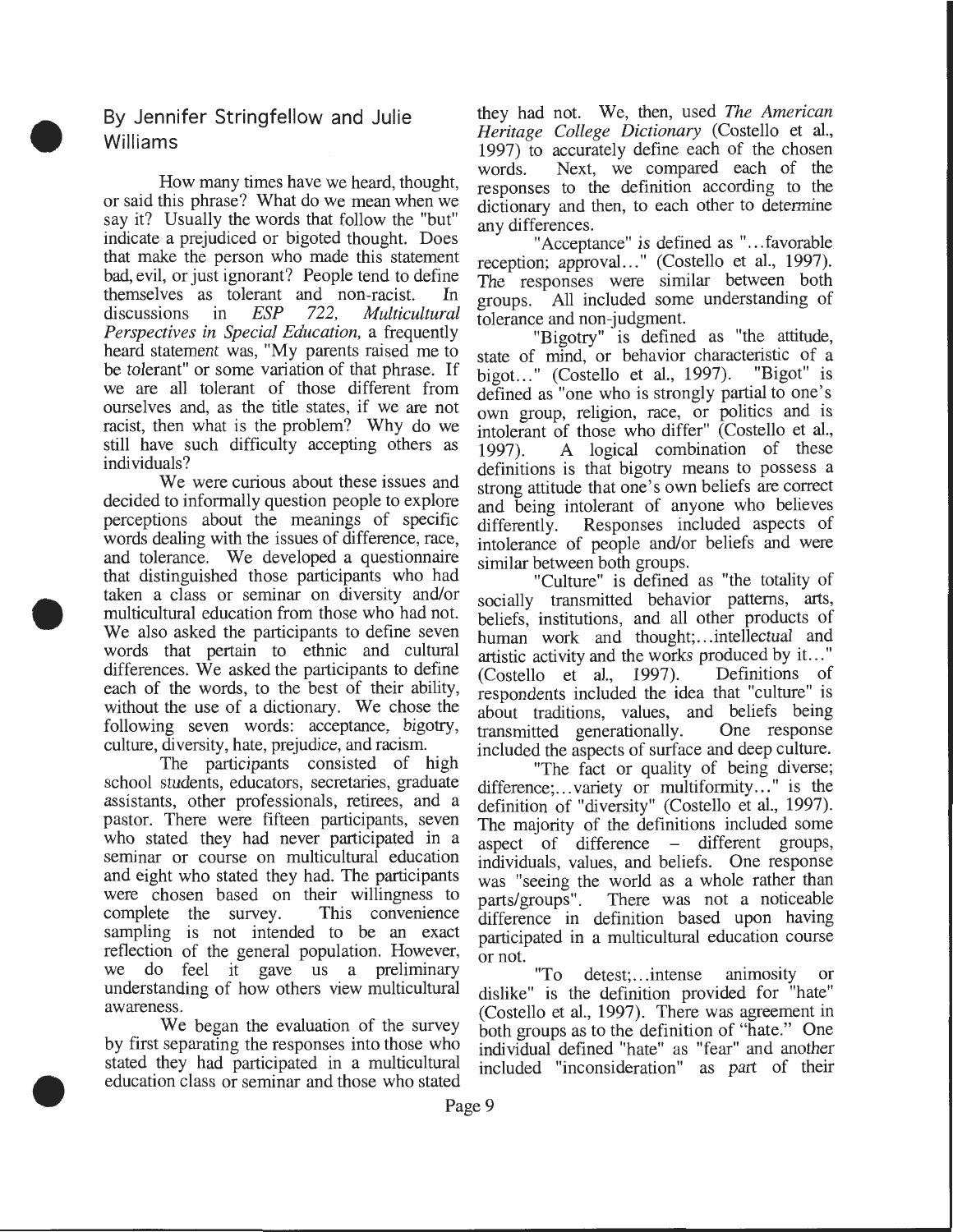By Jennifer Stringfellow and Julie Williams

How many times have we heard, thought, or said this phrase? What do we mean when we say it? Usually the words that follow the "but" indicate a prejudiced or bigoted thought. Does that make the person who made this statement bad, evil, or just ignorant? People tend to define themselves as tolerant and non-racist. In discussions in *ESP 722, Multicultural Perspectives in Special Education,* a frequently heard statement was, "My parents raised me to be tolerant" or some variation of that phrase. If we are all tolerant of those different from ourselves and, as the title states, if we are not racist, then what is the problem? Why do we still have such difficulty accepting others as individuals?

We were curious about these issues and decided to informally question people to explore perceptions about the meanings of specific words dealing with the issues of difference, race, and tolerance. We developed a questionnaire that distinguished those participants who had taken a class or seminar on diversity and/or multicultural education from those who had not. We also asked the participants to define seven words that pertain to ethnic and cultural differences. We asked the participants to define each of the words, to the best of their ability, without the use of a dictionary. We chose the following seven words: acceptance, bigotry, culture, diversity, hate, prejudice, and racism.

The participants consisted of high school students, educators, secretaries, graduate assistants, other professionals, retirees, and a pastor. There were fifteen participants, seven who stated they had never participated in a seminar or course on multicultural education and eight who stated they had. The participants were chosen based on their willingness to complete the survey. This convenience sampling is not intended to be an exact reflection of the general population. However, we do feel it gave us a preliminary understanding of how others view multicultural awareness.

We began the evaluation of the survey by first separating the responses into those who stated they had participated in a multicultural education class or seminar and those who stated they had not. We, then, used *The American Heritage College Dictionary* (Costello et al., 1997) to accurately define each of the chosen words. Next, we compared each of the responses to the definition according to the dictionary and then, to each other to determine any differences.

"Acceptance" is defined as "...favorable reception; approval..." (Costello et al., 1997). The responses were similar between both groups. All included some understanding of tolerance and non-judgment.

"Bigotry" is defined as "the attitude, state of mind, or behavior characteristic of a bigot..." (Costello et al., 1997). "Bigot" is defined as "one who is strongly partial to one's own group, religion, race, or politics and is intolerant of those who differ" (Costello et al., 1997). A logical combination of these definitions is that bigotry means to possess a strong attitude that one's own beliefs are correct and being intolerant of anyone who believes differently. Responses included aspects of intolerance of people and/or beliefs and were similar between both groups.

"Culture" is defined as "the totality of socially transmitted behavior patterns, arts, beliefs, institutions, and all other products of human work and thought;...intellectual and artistic activity and the works produced by it..." (Costello et al., 1997). Definitions of respondents included the idea that "culture" is about traditions, values, and beliefs being transmitted generationally. One response included the aspects of surface and deep culture.

"The fact or quality of being diverse; difference;...variety or multiformity..." is the definition of "diversity" (Costello et al., 1997). The majority of the definitions included some aspect of difference – different groups, individuals, values, and beliefs. One response was "seeing the world as a whole rather than parts/groups". There was not a noticeable difference in definition based upon having participated in a multicultural education course or not.

"To detest;...intense animosity or dislike" is the definition provided for "hate" (Costello et al., 1997). There was agreement in both groups as to the definition of "hate." One individual defined "hate" as "fear" and another included "inconsideration" as part of their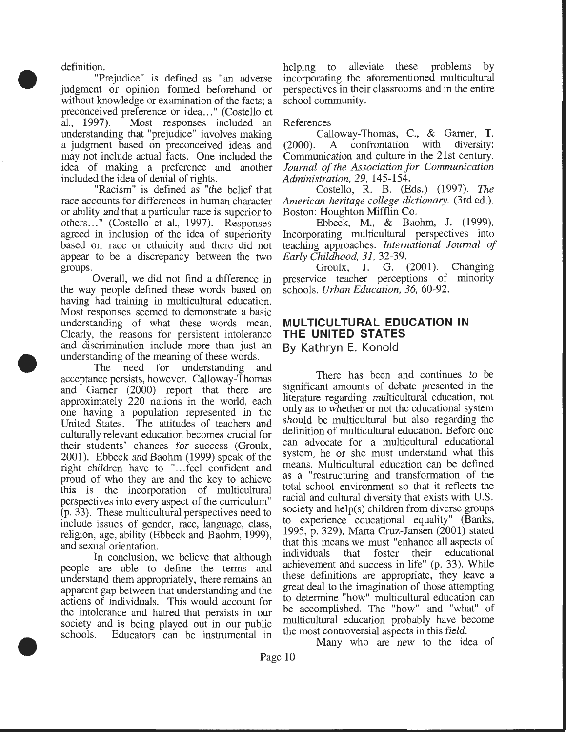definition.

"Prejudice" is defined as "an adverse judgment or opinion formed beforehand or without knowledge or examination of the facts; a preconceived preference or idea..." (Costello et al., 1997). Most responses included an understanding that "prejudice" involves making a judgment based on preconceived ideas and may not include actual facts. One included the idea of making a preference and another included the idea of denial of rights.

"Racism" is defined as "the belief that race accounts for differences in human character or ability and that a particular race is superior to others..." (Costello et al., 1997). Responses agreed in inclusion of the idea of superiority based on race or ethnicity and there did not appear to be a discrepancy between the two groups.

Overall, we did not find a difference in the way people defined these words based on having had training in multicultural education. Most responses seemed to demonstrate a basic understanding of what these words mean. Clearly, the reasons for persistent intolerance and discrimination include more than just an understanding of the meaning of these words.

The need for understanding and acceptance persists, however. Calloway-Thomas and Garner (2000) report that there are approximately 220 nations in the world, each one having a population represented in the United States. The attitudes of teachers and culturally relevant education becomes crucial for their students' chances for success (Groulx, 2001). Ebbeck and Baohm (1999) speak of the right children have to "...feel confident and proud of who they are and the key to achieve this is the incorporation of multicultural perspectives into every aspect of the curriculum" (p. 33). These multicultural perspectives need to include issues of gender, race, language, class, religion, age, ability (Ebbeck and Baohm, 1999), and sexual orientation.

In conclusion, we believe that although people are able to define the terms and understand them appropriately, there remains an apparent gap between that understanding and the actions of individuals. This would account for the intolerance and hatred that persists in our society and is being played out in our public schools. Educators can be instrumental in helping to alleviate these problems by incorporating the aforementioned multicultural perspectives in their classrooms and in the entire school community.

References

Calloway-Thomas, C., & Garner, T. (2000). A confrontation with diversity: Communication and culture in the 21st century. *Journal of the Association for Communication Administration, 29,* 145-154.

Costello, R. B. (Eds.) (1997). *The American heritage college dictionary.* (3rd ed.). Boston: Houghton Mifflin Co.

Ebbeck, M., & Baohm, J. (1999). Incorporating multicultural perspectives into teaching approaches. *International Journal of Early Childhood, 31,* 32-39.

Groulx, J. G. (2001). Changing preservice teacher perceptions of minority schools. *Urban Education, 36,* 60-92.

## MULTICULTURAL EDUCATION IN THE UNITED STATES

By Kathryn E. Konold

There has been and continues to be significant amounts of debate presented in the literature regarding multicultural education, not only as to whether or not the educational system should be multicultural but also regarding the definition of multicultural education. Before one can advocate for a multicultural educational system, he or she must understand what this means. Multicultural education can be defined as a "restructuring and transformation of the total school environment so that it reflects the racial and cultural diversity that exists with U.S. society and help(s) children from diverse groups to experience educational equality" (Banks, 1995, p. 329). Marta Cruz-Jansen (2001) stated that this means we must "enhance all aspects of individuals that foster their educational achievement and success in life" (p. 33). While these definitions are appropriate, they leave a great deal to the imagination of those attempting to determine "how" multicultural education can be accomplished. The "how" and "what" of multicultural education probably have become the most controversial aspects in this field.

Many who are new to the idea of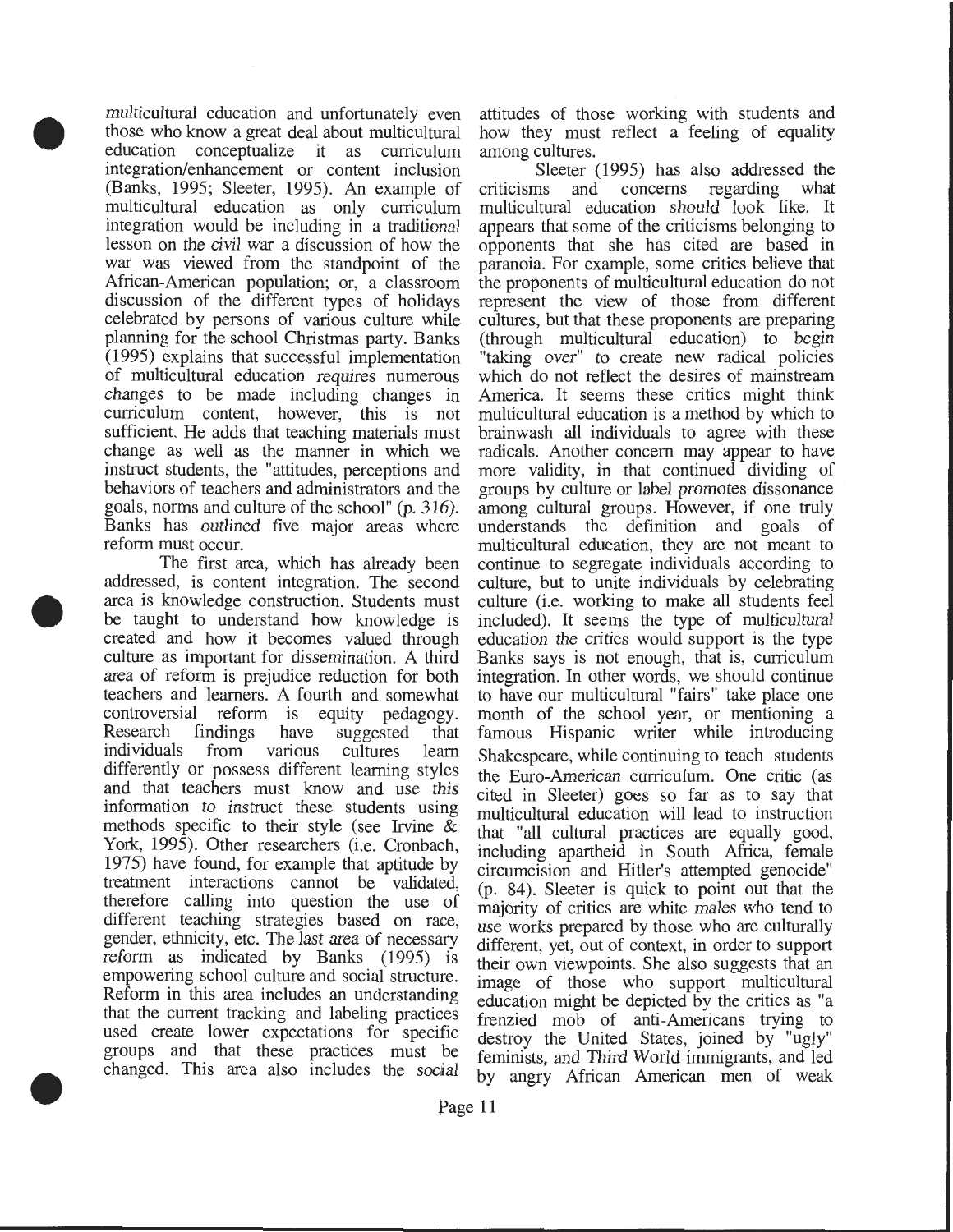multicultural education and unfortunately even those who know a great deal about multicultural education conceptualize it as curriculum integration/enhancement or content inclusion (Banks, 1995; Sleeter, 1995). An example of multicultural education as only curriculum integration would be including in a traditional lesson on the civil war a discussion of how the war was viewed from the standpoint of the African-American population; or, a classroom discussion of the different types of holidays celebrated by persons of various culture while planning for the school Christmas party. Banks (1995) explains that successful implementation of multicultural education requires numerous changes to be made including changes in curriculum content, however, this is not sufficient. He adds that teaching materials must change as well as the manner in which we instruct students, the "attitudes, perceptions and behaviors of teachers and administrators and the goals, norms and culture of the school" (p. 316). Banks has outlined five major areas where reform must occur.

The first area, which has already been addressed, is content integration. The second area is knowledge construction. Students must be taught to understand how knowledge is created and how it becomes valued through culture as important for dissemination. A third area of reform is prejudice reduction for both teachers and learners. A fourth and somewhat controversial reform is equity pedagogy. Research findings have suggested that individuals from various cultures learn differently or possess different learning styles and that teachers must know and use this information to instruct these students using methods specific to their style (see Irvine & York, 1995). Other researchers (i.e. Cronbach, 1975) have found, for example that aptitude by treatment interactions cannot be validated, therefore calling into question the use of different teaching strategies based on race, gender, ethnicity, etc. The last area of necessary reform as indicated by Banks (1995) is empowering school culture and social structure. Reform in this area includes an understanding that the current tracking and labeling practices used create lower expectations for specific groups and that these practices must be changed. This area also includes the social attitudes of those working with students and how they must reflect a feeling of equality among cultures.

Sleeter (1995) has also addressed the criticisms and concerns regarding what multicultural education *should* look like. It appears that some of the criticisms belonging to opponents that she has cited are based in paranoia. For example, some critics believe that the proponents of multicultural education do not represent the view of those from different cultures, but that these proponents are preparing (through multicultural education) to begin "taking over" to create new radical policies which do not reflect the desires of mainstream America. It seems these critics might think multicultural education is a method by which to brainwash all individuals to agree with these radicals. Another concern may appear to have more validity, in that continued dividing of groups by culture or label promotes dissonance among cultural groups. However, if one truly understands the definition and goals of multicultural education, they are not meant to continue to segregate individuals according to culture, but to unite individuals by celebrating culture (i.e. working to make all students feel included). It seems the type of multicultural education the critics would support is the type Banks says is not enough, that is, curriculum integration. In other words, we should continue to have our multicultural "fairs" take place one month of the school year, or mentioning a famous Hispanic writer while introducing Shakespeare, while continuing to teach students the Euro-American curriculum. One critic (as cited in Sleeter) goes so far as to say that multicultural education will lead to instruction that "all cultural practices are equally good, including apartheid in South Africa, female circumcision and Hitler's attempted genocide" (p. 84). Sleeter is quick to point out that the majority of critics are white males who tend to use works prepared by those who are culturally different, yet, out of context, in order to support their own viewpoints. She also suggests that an image of those who support multicultural education might be depicted by the critics as "a frenzied mob of anti-Americans trying to destroy the United States, joined by "ugly" feminists, and Third World immigrants, and led by angry African American men of weak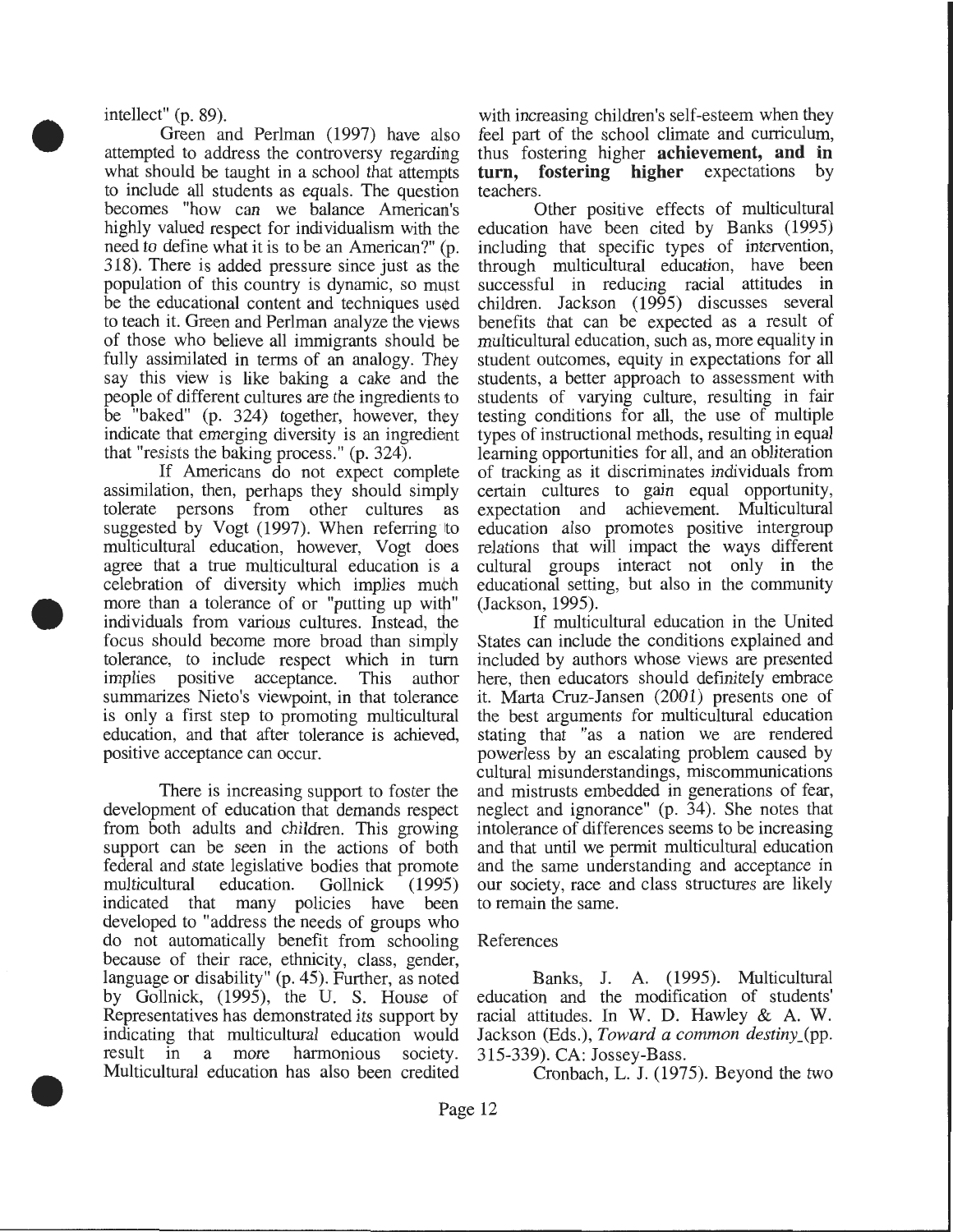intellect" (p. 89).

Green and Perlman (1997) have also attempted to address the controversy regarding what should be taught in a school that attempts to include all students as equals. The question becomes "how can we balance American's highly valued respect for individualism with the need to define what it is to be an American?" (p. 318). There is added pressure since just as the population of this country is dynamic, so must be the educational content and techniques used to teach it. Green and Perlman analyze the views of those who believe all immigrants should be fully assimilated in terms of an analogy. They say this view is like baking a cake and the people of different cultures are the ingredients to be "baked" (p. 324) together, however, they indicate that emerging diversity is an ingredient that "resists the baking process." (p. 324).

If Americans do not expect complete assimilation, then, perhaps they should simply tolerate persons from other cultures as suggested by Vogt (1997). When referring to multicultural education, however, Vogt does agree that a true multicultural education is a celebration of diversity which implies much more than a tolerance of or "putting up with" individuals from various cultures. Instead, the focus should become more broad than simply tolerance, to include respect which in turn implies positive acceptance. This author summarizes Nieto's viewpoint, in that tolerance is only a first step to promoting multicultural education, and that after tolerance is achieved, positive acceptance can occur.

There is increasing support to foster the development of education that demands respect from both adults and children. This growing support can be seen in the actions of both federal and state legislative bodies that promote multicultural education. Gollnick (1995) indicated that many policies have been developed to "address the needs of groups who do not automatically benefit from schooling because of their race, ethnicity, class, gender, language or disability" (p. 45). Further, as noted by Gollnick, (1995), the U. S. House of Representatives has demonstrated its support by indicating that multicultural education would result in a more harmonious society. Multicultural education has also been credited with increasing children's self-esteem when they feel part of the school climate and curriculum, thus fostering higher **achievement, and in turn, fostering higher** expectations by teachers.

Other positive effects of multicultural education have been cited by Banks (1995) including that specific types of intervention, through multicultural education, have been successful in reducing racial attitudes in children. Jackson (1995) discusses several benefits that can be expected as a result of multicultural education, such as, more equality in student outcomes, equity in expectations for all students, a better approach to assessment with students of varying culture, resulting in fair testing conditions for all, the use of multiple types of instructional methods, resulting in equal learning opportunities for all, and an obliteration of tracking as it discriminates individuals from certain cultures to gain equal opportunity, expectation and achievement. Multicultural education also promotes positive intergroup relations that will impact the ways different cultural groups interact not only in the educational setting, but also in the community (Jackson, 1995).

If multicultural education in the United States can include the conditions explained and included by authors whose views are presented here, then educators should definitely embrace it. Marta Cruz-Jansen (2001) presents one of the best arguments for multicultural education stating that "as a nation we are rendered powerless by an escalating problem caused by cultural misunderstandings, miscommunications and mistrusts embedded in generations of fear, neglect and ignorance" (p. 34). She notes that intolerance of differences seems to be increasing and that until we permit multicultural education and the same understanding and acceptance in our society, race and class structures are likely to remain the same.

References

Banks, J. A. (1995). Multicultural education and the modification of students' racial attitudes. In W. D. Hawley & A. W. Jackson (Eds.), *Toward a common destiny* (pp. 315-339). CA: Jossey-Bass.

Cronbach, L. J. (1975). Beyond the two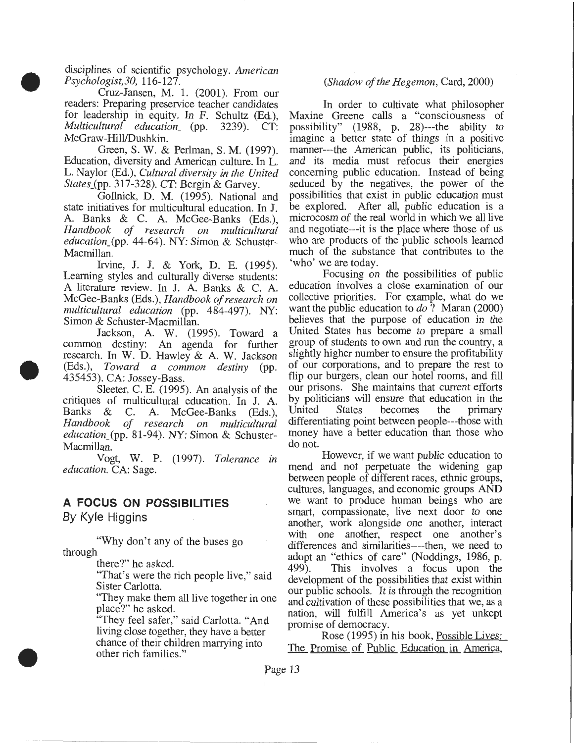disciplines of scientific psychology. *American Psychologist,30,* 116-127.

Cruz-Jansen, M. 1. (2001). From our readers: Preparing preservice teacher candidates for leadership in equity. In F. Schultz (Ed.), *Multicultural education* (pp. 3239). CT: McGraw-Hill/Dushkin.

Green, S. W. & Perlman, S. M. (1997). Education, diversity and American culture. In L. L. Naylor (Ed.), *Cultural diversity in the United States* (pp. 317-328). CT: Bergin & Garvey.

Gollnick, D. M. (1995). National and state initiatives for multicultural education. In J. A. Banks & C. A. McGee-Banks (Eds.), *Handbook of research on multicultural education* (pp. 44-64). NY: Simon & Schuster-Macmillan.

Irvine, J. J. & York, D. E. (1995). Learning styles and culturally diverse students: A literature review. In J. A. Banks & C. A. McGee-Banks (Eds.), *Handbook of research on multicultural education* (pp. 484-497). NY: Simon & Schuster-Macmillan.

Jackson, A. W. (1995). Toward a common destiny: An agenda for further research. In W. D. Hawley & A. W. Jackson (Eds.), *Toward a common destiny* (pp. 435453). CA: Jossey-Bass.

Sleeter, C. E. (1995). An analysis of the critiques of multicultural education. In J. A. Banks & C. A. McGee-Banks (Eds.), *Handbook of research on multicultural education* (pp. 81-94). NY: Simon & Schuster-Macmillan.

Vogt, W. P. (1997). *Tolerance in education.* CA: Sage.

## A FOCUS ON POSSIBILITIES

By Kyle Higgins

> "Why don't any of the buses go through there?" he asked.
>
> "That's were the rich people live," said Sister Carlotta.
>
> "They make them all live together in one place?" he asked.
>
> "They feel safer," said Carlotta. "And living close together, they have a better chance of their children marrying into other rich families."
>
> (*Shadow of the Hegemon*, Card, 2000)

In order to cultivate what philosopher Maxine Greene calls a "consciousness of possibility" (1988, p. 28)---the ability to imagine a better state of things in a positive manner---the American public, its politicians, and its media must refocus their energies concerning public education. Instead of being seduced by the negatives, the power of the possibilities that exist in public education must be explored. After all, public education is a microcosm of the real world in which we all live and negotiate---it is the place where those of us who are products of the public schools learned much of the substance that contributes to the 'who' we are today.

Focusing on the possibilities of public education involves a close examination of our collective priorities. For example, what do we want the public education to *do*? Maran (2000) believes that the purpose of education in the United States has become to prepare a small group of students to own and run the country, a slightly higher number to ensure the profitability of our corporations, and to prepare the rest to flip our burgers, clean our hotel rooms, and fill our prisons. She maintains that current efforts by politicians will ensure that education in the United States becomes the primary differentiating point between people---those with money have a better education than those who do not.

However, if we want public education to mend and not perpetuate the widening gap between people of different races, ethnic groups, cultures, languages, and economic groups AND we want to produce human beings who are smart, compassionate, live next door to one another, work alongside one another, interact with one another, respect one another's differences and similarities----then, we need to adopt an "ethics of care" (Noddings, 1986, p. 499). This involves a focus upon the development of the possibilities that exist within our public schools. It is through the recognition and cultivation of these possibilities that we, as a nation, will fulfill America's as yet unkept promise of democracy.

Rose (1995) in his book, Possible Lives: The Promise of Public Education in America,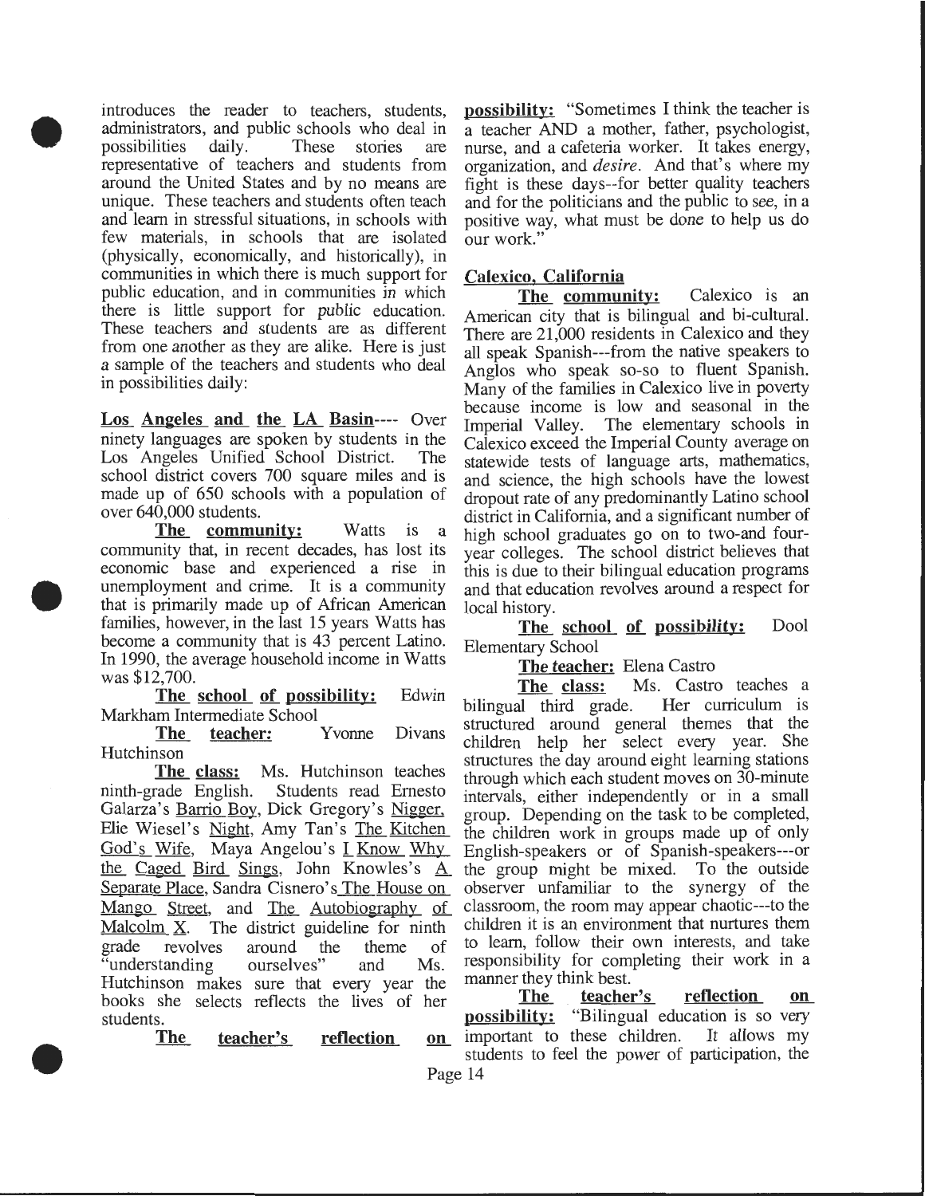introduces the reader to teachers, students, administrators, and public schools who deal in possibilities daily. These stories are representative of teachers and students from around the United States and by no means are unique. These teachers and students often teach and learn in stressful situations, in schools with few materials, in schools that are isolated (physically, economically, and historically), in communities in which there is much support for public education, and in communities in which there is little support for public education. These teachers and students are as different from one another as they are alike. Here is just a sample of the teachers and students who deal in possibilities daily:

**Los Angeles and the LA Basin**---- Over ninety languages are spoken by students in the Los Angeles Unified School District. The school district covers 700 square miles and is made up of 650 schools with a population of over 640,000 students.

**The community:** Watts is a community that, in recent decades, has lost its economic base and experienced a rise in unemployment and crime. It is a community that is primarily made up of African American families, however, in the last 15 years Watts has become a community that is 43 percent Latino. In 1990, the average household income in Watts was $12,700.

**The school of possibility:** Edwin Markham Intermediate School

**The teacher:** Yvonne Divans Hutchinson

**The class:** Ms. Hutchinson teaches ninth-grade English. Students read Ernesto Galarza's Barrio Boy, Dick Gregory's Nigger, Elie Wiesel's Night, Amy Tan's The Kitchen God's Wife, Maya Angelou's I Know Why the Caged Bird Sings, John Knowles's A Separate Place, Sandra Cisnero's The House on Mango Street, and The Autobiography of Malcolm X. The district guideline for ninth grade revolves around the theme of "understanding ourselves" and Ms. Hutchinson makes sure that every year the books she selects reflects the lives of her students.

**The teacher's reflection on possibility:** "Sometimes I think the teacher is a teacher AND a mother, father, psychologist, nurse, and a cafeteria worker. It takes energy, organization, and *desire*. And that's where my fight is these days--for better quality teachers and for the politicians and the public to see, in a positive way, what must be done to help us do our work."

**Calexico, California**

**The community:** Calexico is an American city that is bilingual and bi-cultural. There are 21,000 residents in Calexico and they all speak Spanish---from the native speakers to Anglos who speak so-so to fluent Spanish. Many of the families in Calexico live in poverty because income is low and seasonal in the Imperial Valley. The elementary schools in Calexico exceed the Imperial County average on statewide tests of language arts, mathematics, and science, the high schools have the lowest dropout rate of any predominantly Latino school district in California, and a significant number of high school graduates go on to two-and four-year colleges. The school district believes that this is due to their bilingual education programs and that education revolves around a respect for local history.

**The school of possibility:** Dool Elementary School

**The teacher:** Elena Castro

**The class:** Ms. Castro teaches a bilingual third grade. Her curriculum is structured around general themes that the children help her select every year. She structures the day around eight learning stations through which each student moves on 30-minute intervals, either independently or in a small group. Depending on the task to be completed, the children work in groups made up of only English-speakers or of Spanish-speakers---or the group might be mixed. To the outside observer unfamiliar to the synergy of the classroom, the room may appear chaotic---to the children it is an environment that nurtures them to learn, follow their own interests, and take responsibility for completing their work in a manner they think best.

**The teacher's reflection on possibility:** "Bilingual education is so very important to these children. It allows my students to feel the power of participation, the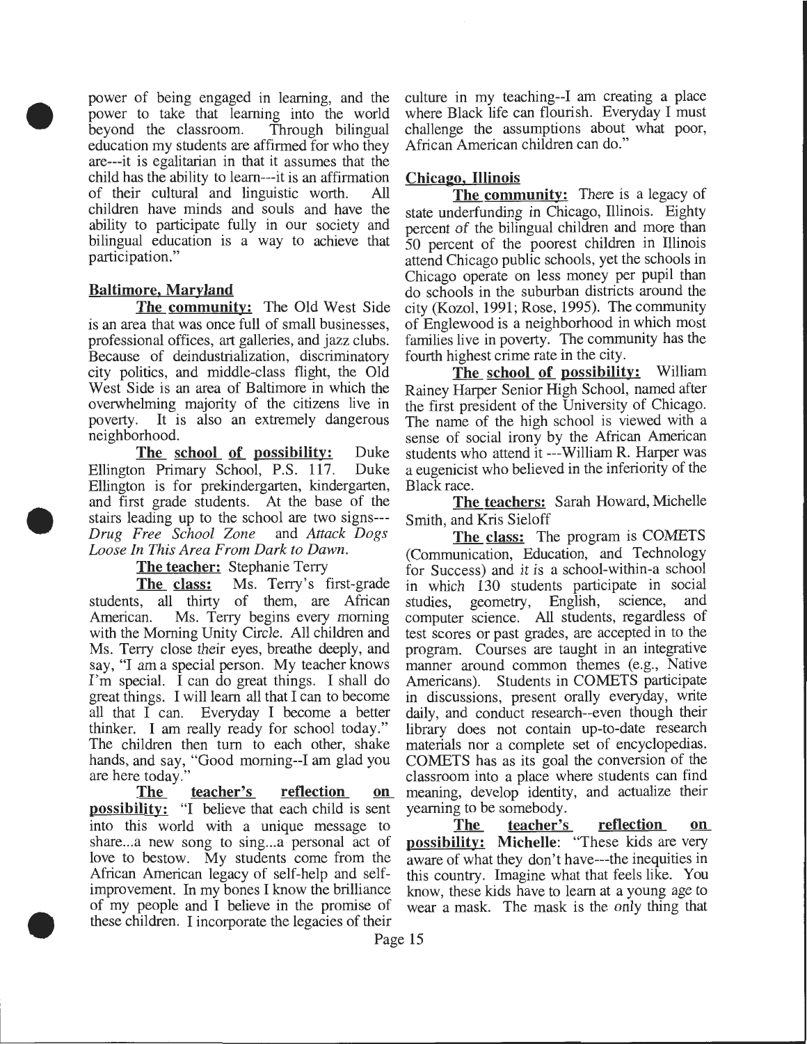power of being engaged in learning, and the power to take that learning into the world beyond the classroom. Through bilingual education my students are affirmed for who they are---it is egalitarian in that it assumes that the child has the ability to learn---it is an affirmation of their cultural and linguistic worth. All children have minds and souls and have the ability to participate fully in our society and bilingual education is a way to achieve that participation."

**Baltimore, Maryland**

***The* community:** The Old West Side is an area that was once full of small businesses, professional offices, art galleries, and jazz clubs. Because of deindustrialization, discriminatory city politics, and middle-class flight, the Old West Side is an area of Baltimore in which the overwhelming majority of the citizens live in poverty. It is also an extremely dangerous neighborhood.

**The school of possibility:** Duke Ellington Primary School, P.S. 117. Duke Ellington is for prekindergarten, kindergarten, and first grade students. At the base of the stairs leading up to the school are two signs---*Drug Free School Zone* and *Attack Dogs Loose In This Area From Dark to Dawn.*

**The teacher:** Stephanie Terry

**The class:** Ms. Terry's first-grade students, all thirty of them, are African American. Ms. Terry begins every morning with the Morning Unity Circle. All children and Ms. Terry close their eyes, breathe deeply, and say, "I am a special person. My teacher knows I'm special. I can do great things. I shall do great things. I will learn all that I can to become all that I can. Everyday I become a better thinker. I am really ready for school today." The children then turn to each other, shake hands, and say, "Good morning--I am glad you are here today."

**The teacher's reflection on possibility:** "I believe that each child is sent into this world with a unique message to share...a new song to sing...a personal act of love to bestow. My students come from the African American legacy of self-help and self-improvement. In my bones I know the brilliance of my people and I believe in the promise of these children. I incorporate the legacies of their culture in my teaching--I am creating a place where Black life can flourish. Everyday I must challenge the assumptions about what poor, African American children can do."

**Chicago, Illinois**

**The community:** There is a legacy of state underfunding in Chicago, Illinois. Eighty percent of the bilingual children and more than 50 percent of the poorest children in Illinois attend Chicago public schools, yet the schools in Chicago operate on less money per pupil than do schools in the suburban districts around the city (Kozol, 1991; Rose, 1995). The community of Englewood is a neighborhood in which most families live in poverty. The community has the fourth highest crime rate in the city.

**The school of possibility:** William Rainey Harper Senior High School, named after the first president of the University of Chicago. The name of the high school is viewed with a sense of social irony by the African American students who attend it ---William R. Harper was a eugenicist who believed in the inferiority of the Black race.

**The teachers:** Sarah Howard, Michelle Smith, and Kris Sieloff

**The class:** The program is COMETS (Communication, Education, and Technology for Success) and it is a school-within-a school in which 130 students participate in social studies, geometry, English, science, and computer science. All students, regardless of test scores or past grades, are accepted in to the program. Courses are taught in an integrative manner around common themes (e.g., Native Americans). Students in COMETS participate in discussions, present orally everyday, write daily, and conduct research--even though their library does not contain up-to-date research materials nor a complete set of encyclopedias. COMETS has as its goal the conversion of the classroom into a place where students can find meaning, develop identity, and actualize their yearning to be somebody.

**The teacher's reflection on possibility: Michelle**: "These kids are very aware of what they don't have---the inequities in this country. Imagine what that feels like. You know, these kids have to learn at a young age to wear a mask. The mask is the only thing that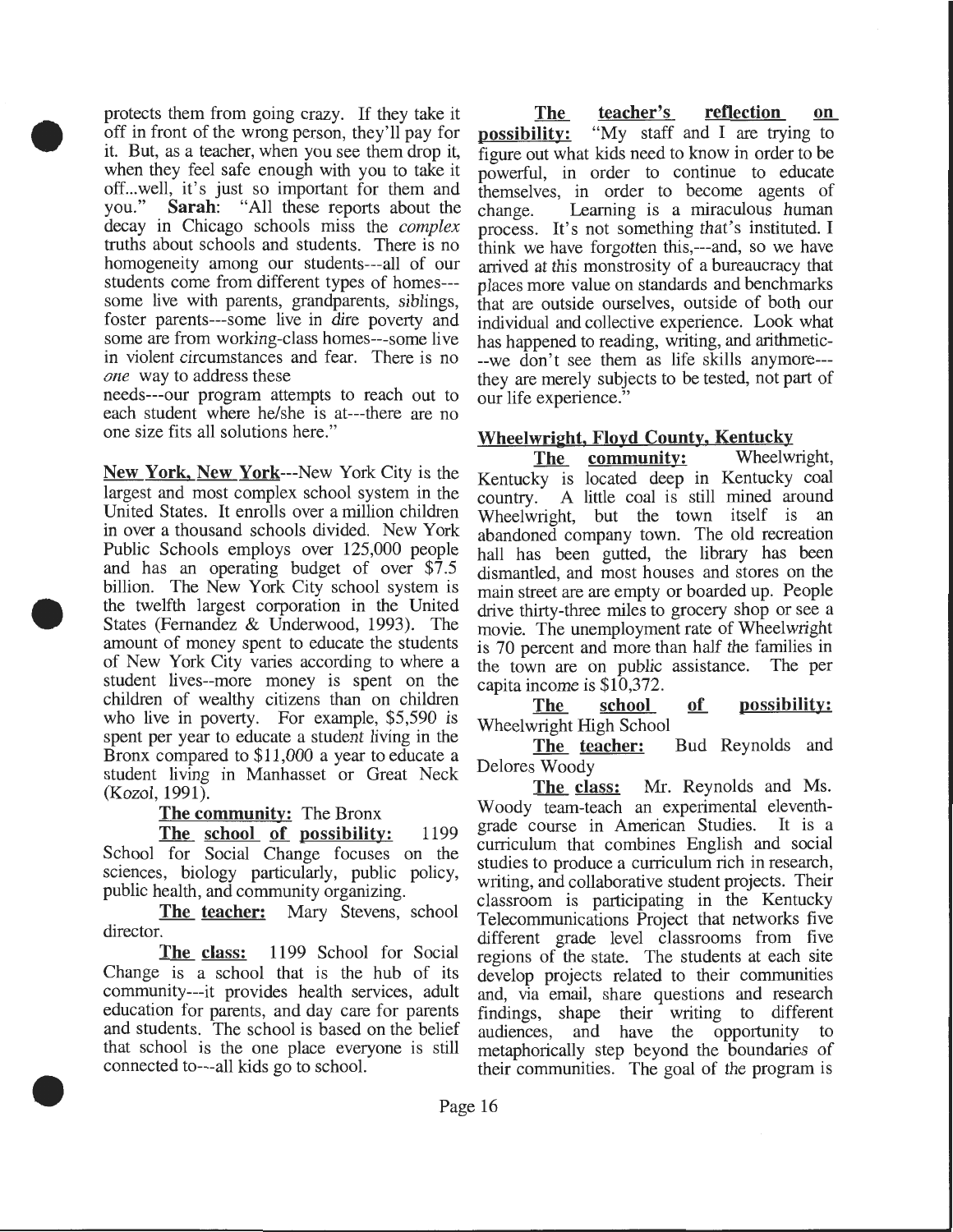protects them from going crazy. If they take it off in front of the wrong person, they'll pay for it. But, as a teacher, when you see them drop it, when they feel safe enough with you to take it off...well, it's just so important for them and you." **Sarah**: "All these reports about the decay in Chicago schools miss the *complex* truths about schools and students. There is no homogeneity among our students---all of our students come from different types of homes---some live with parents, grandparents, siblings, foster parents---some live in dire poverty and some are from working-class homes---some live in violent circumstances and fear. There is no *one* way to address these needs---our program attempts to reach out to each student where he/she is at---there are no one size fits all solutions here."

**New York, New York**---New York City is the largest and most complex school system in the United States. It enrolls over a million children in over a thousand schools divided. New York Public Schools employs over 125,000 people and has an operating budget of over $7.5 billion. The New York City school system is the twelfth largest corporation in the United States (Fernandez & Underwood, 1993). The amount of money spent to educate the students of New York City varies according to where a student lives--more money is spent on the children of wealthy citizens than on children who live in poverty. For example, $5,590 is spent per year to educate a student living in the Bronx compared to $11,000 a year to educate a student living in Manhasset or Great Neck (Kozol, 1991).

**The community:** The Bronx

**The school of possibility:** 1199 School for Social Change focuses on the sciences, biology particularly, public policy, public health, and community organizing.

**The teacher:** Mary Stevens, school director.

**The class:** 1199 School for Social Change is a school that is the hub of its community---it provides health services, adult education for parents, and day care for parents and students. The school is based on the belief that school is the one place everyone is still connected to---all kids go to school.

**The teacher's reflection on possibility:** "My staff and I are trying to figure out what kids need to know in order to be powerful, in order to continue to educate themselves, in order to become agents of change. Learning is a miraculous human process. It's not something that's instituted. I think we have forgotten this,---and, so we have arrived at this monstrosity of a bureaucracy that places more value on standards and benchmarks that are outside ourselves, outside of both our individual and collective experience. Look what has happened to reading, writing, and arithmetic---we don't see them as life skills anymore---they are merely subjects to be tested, not part of our life experience."

**Wheelwright, Floyd County, Kentucky**

**The community:** Wheelwright, Kentucky is located deep in Kentucky coal country. A little coal is still mined around Wheelwright, but the town itself is an abandoned company town. The old recreation hall has been gutted, the library has been dismantled, and most houses and stores on the main street are are empty or boarded up. People drive thirty-three miles to grocery shop or see a movie. The unemployment rate of Wheelwright is 70 percent and more than half the families in the town are on public assistance. The per capita income is $10,372.

**The school of possibility:** Wheelwright High School

**The teacher:** Bud Reynolds and Delores Woody

**The class:** Mr. Reynolds and Ms. Woody team-teach an experimental eleventh-grade course in American Studies. It is a curriculum that combines English and social studies to produce a curriculum rich in research, writing, and collaborative student projects. Their classroom is participating in the Kentucky Telecommunications Project that networks five different grade level classrooms from five regions of the state. The students at each site develop projects related to their communities and, via email, share questions and research findings, shape their writing to different audiences, and have the opportunity to metaphorically step beyond the boundaries of their communities. The goal of the program is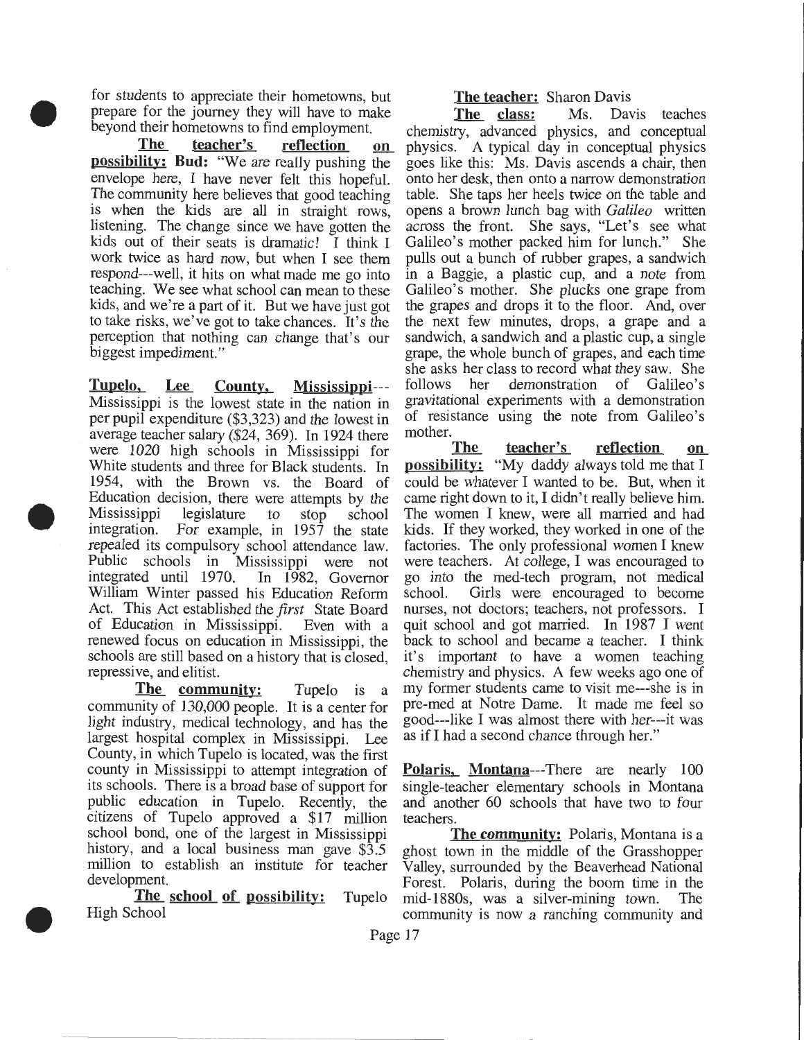for students to appreciate their hometowns, but prepare for the journey they will have to make beyond their hometowns to find employment.

**The teacher's reflection on possibility:** **Bud:** "We are really pushing the envelope here, I have never felt this hopeful. The community here believes that good teaching is when the kids are all in straight rows, listening. The change since we have gotten the kids out of their seats is dramatic! I think I work twice as hard now, but when I see them respond---well, it hits on what made me go into teaching. We see what school can mean to these kids, and we're a part of it. But we have just got to take risks, we've got to take chances. It's the perception that nothing can change that's our biggest impediment."

**Tupelo, Lee County, Mississippi**---Mississippi is the lowest state in the nation in per pupil expenditure ($3,323) and the lowest in average teacher salary ($24, 369). In 1924 there were 1020 high schools in Mississippi for White students and three for Black students. In 1954, with the Brown vs. the Board of Education decision, there were attempts by the Mississippi legislature to stop school integration. For example, in 1957 the state repealed its compulsory school attendance law. Public schools in Mississippi were not integrated until 1970. In 1982, Governor William Winter passed his Education Reform Act. This Act established the *first* State Board of Education in Mississippi. Even with a renewed focus on education in Mississippi, the schools are still based on a history that is closed, repressive, and elitist.

**The community:** Tupelo is a community of 130,000 people. It is a center for light industry, medical technology, and has the largest hospital complex in Mississippi. Lee County, in which Tupelo is located, was the first county in Mississippi to attempt integration of its schools. There is a broad base of support for public education in Tupelo. Recently, the citizens of Tupelo approved a $17 million school bond, one of the largest in Mississippi history, and a local business man gave $3.5 million to establish an institute for teacher development.

**The school of possibility:** Tupelo High School

**The teacher:** Sharon Davis

**The class:** Ms. Davis teaches chemistry, advanced physics, and conceptual physics. A typical day in conceptual physics goes like this: Ms. Davis ascends a chair, then onto her desk, then onto a narrow demonstration table. She taps her heels twice on the table and opens a brown lunch bag with *Galileo* written across the front. She says, "Let's see what Galileo's mother packed him for lunch." She pulls out a bunch of rubber grapes, a sandwich in a Baggie, a plastic cup, and a note from Galileo's mother. She plucks one grape from the grapes and drops it to the floor. And, over the next few minutes, drops, a grape and a sandwich, a sandwich and a plastic cup, a single grape, the whole bunch of grapes, and each time she asks her class to record what they saw. She follows her demonstration of Galileo's gravitational experiments with a demonstration of resistance using the note from Galileo's mother.

**The teacher's reflection on possibility:** "My daddy always told me that I could be whatever I wanted to be. But, when it came right down to it, I didn't really believe him. The women I knew, were all married and had kids. If they worked, they worked in one of the factories. The only professional women I knew were teachers. At college, I was encouraged to go into the med-tech program, not medical school. Girls were encouraged to become nurses, not doctors; teachers, not professors. I quit school and got married. In 1987 I went back to school and became a teacher. I think it's important to have a women teaching chemistry and physics. A few weeks ago one of my former students came to visit me---she is in pre-med at Notre Dame. It made me feel so good---like I was almost there with her---it was as if I had a second chance through her."

**Polaris, Montana**---There are nearly 100 single-teacher elementary schools in Montana and another 60 schools that have two to four teachers.

**The community:** Polaris, Montana is a ghost town in the middle of the Grasshopper Valley, surrounded by the Beaverhead National Forest. Polaris, during the boom time in the mid-1880s, was a silver-mining town. The community is now a ranching community and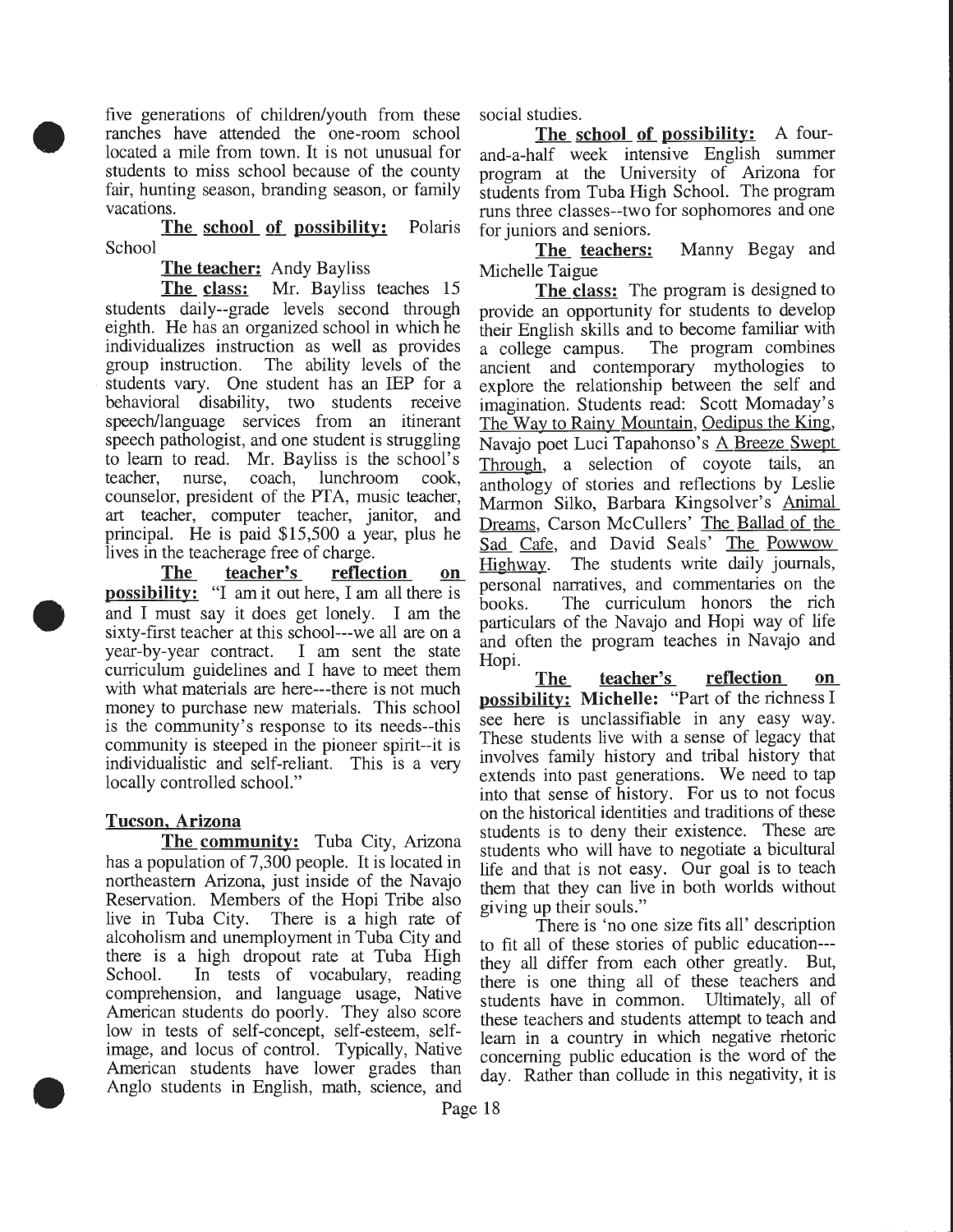five generations of children/youth from these ranches have attended the one-room school located a mile from town. It is not unusual for students to miss school because of the county fair, hunting season, branding season, or family vacations.

**The school of possibility:** Polaris School

**The teacher:** Andy Bayliss

**The class:** Mr. Bayliss teaches 15 students daily--grade levels second through eighth. He has an organized school in which he individualizes instruction as well as provides group instruction. The ability levels of the students vary. One student has an IEP for a behavioral disability, two students receive speech/language services from an itinerant speech pathologist, and one student is struggling to learn to read. Mr. Bayliss is the school's teacher, nurse, coach, lunchroom cook, counselor, president of the PTA, music teacher, art teacher, computer teacher, janitor, and principal. He is paid $15,500 a year, plus he lives in the teacherage free of charge.

**The teacher's reflection on possibility:** "I am it out here, I am all there is and I must say it does get lonely. I am the sixty-first teacher at this school---we all are on a year-by-year contract. I am sent the state curriculum guidelines and I have to meet them with what materials are here---there is not much money to purchase new materials. This school is the community's response to its needs--this community is steeped in the pioneer spirit--it is individualistic and self-reliant. This is a very locally controlled school."

**Tucson, Arizona**

**The community:** Tuba City, Arizona has a population of 7,300 people. It is located in northeastern Arizona, just inside of the Navajo Reservation. Members of the Hopi Tribe also live in Tuba City. There is a high rate of alcoholism and unemployment in Tuba City and there is a high dropout rate at Tuba High School. In tests of vocabulary, reading comprehension, and language usage, Native American students do poorly. They also score low in tests of self-concept, self-esteem, self-image, and locus of control. Typically, Native American students have lower grades than Anglo students in English, math, science, and social studies.

**The school of possibility:** A four-and-a-half week intensive English summer program at the University of Arizona for students from Tuba High School. The program runs three classes--two for sophomores and one for juniors and seniors.

**The teachers:** Manny Begay and Michelle Taigue

**The class:** The program is designed to provide an opportunity for students to develop their English skills and to become familiar with a college campus. The program combines ancient and contemporary mythologies to explore the relationship between the self and imagination. Students read: Scott Momaday's The Way to Rainy Mountain, Oedipus the King, Navajo poet Luci Tapahonso's A Breeze Swept Through, a selection of coyote tails, an anthology of stories and reflections by Leslie Marmon Silko, Barbara Kingsolver's Animal Dreams, Carson McCullers' The Ballad of the Sad Cafe, and David Seals' The Powwow Highway. The students write daily journals, personal narratives, and commentaries on the books. The curriculum honors the rich particulars of the Navajo and Hopi way of life and often the program teaches in Navajo and Hopi.

**The teacher's reflection on possibility:** **Michelle:** "Part of the richness I see here is unclassifiable in any easy way. These students live with a sense of legacy that involves family history and tribal history that extends into past generations. We need to tap into that sense of history. For us to not focus on the historical identities and traditions of these students is to deny their existence. These are students who will have to negotiate a bicultural life and that is not easy. Our goal is to teach them that they can live in both worlds without giving up their souls."

There is 'no one size fits all' description to fit all of these stories of public education---they all differ from each other greatly. But, there is one thing all of these teachers and students have in common. Ultimately, all of these teachers and students attempt to teach and learn in a country in which negative rhetoric concerning public education is the word of the day. Rather than collude in this negativity, it is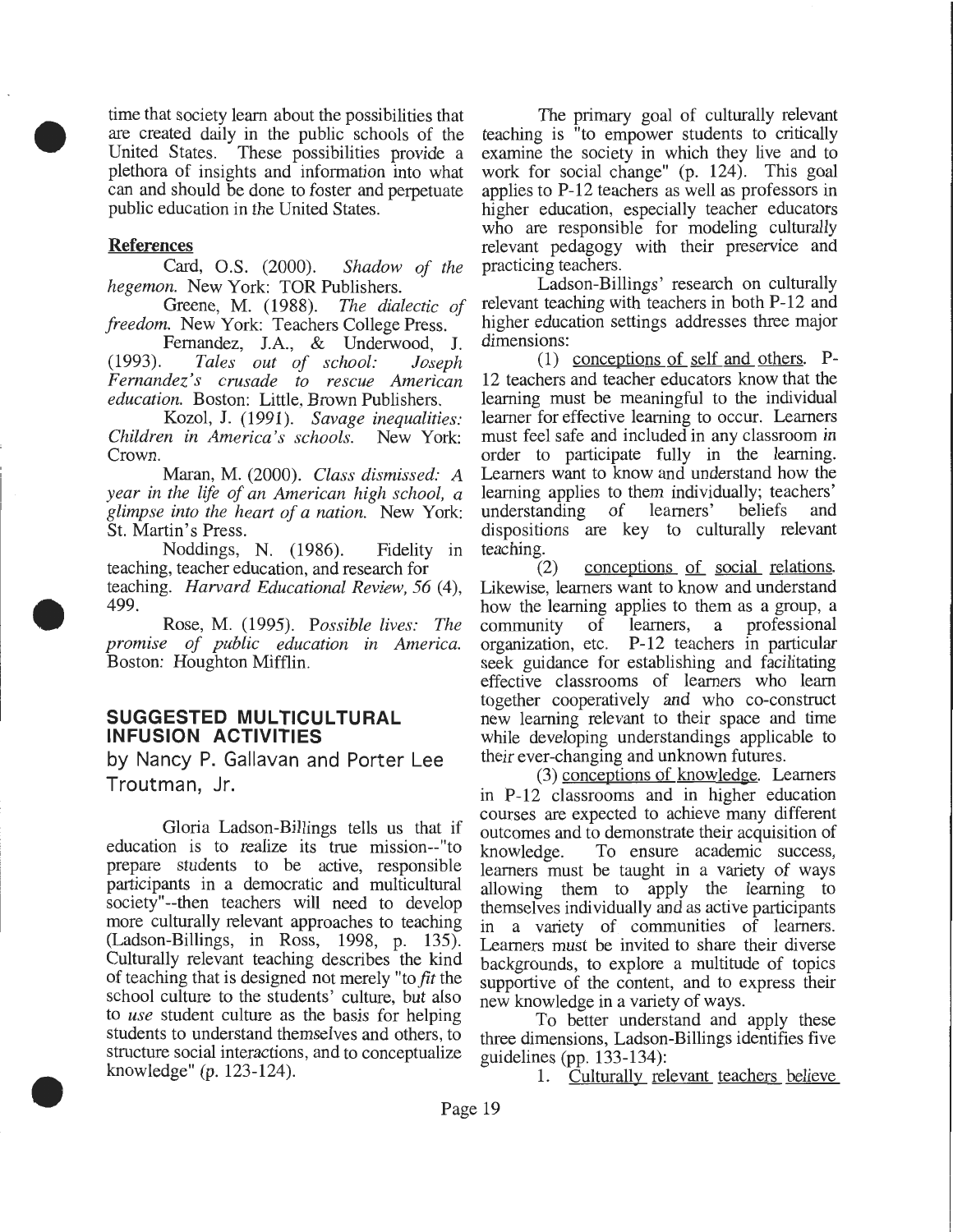time that society learn about the possibilities that are created daily in the public schools of the United States. These possibilities provide a plethora of insights and information into what can and should be done to foster and perpetuate public education in the United States.

**References**

Card, O.S. (2000). *Shadow of the hegemon.* New York: TOR Publishers.

Greene, M. (1988). *The dialectic of freedom.* New York: Teachers College Press.

Fernandez, J.A., & Underwood, J. (1993). *Tales out of school: Joseph Fernandez's crusade to rescue American education.* Boston: Little, Brown Publishers.

Kozol, J. (1991). *Savage inequalities: Children in America's schools.* New York: Crown.

Maran, M. (2000). *Class dismissed: A year in the life of an American high school, a glimpse into the heart of a nation.* New York: St. Martin's Press.

Noddings, N. (1986). Fidelity in teaching, teacher education, and research for teaching. *Harvard Educational Review, 56* (4), 499.

Rose, M. (1995). *Possible lives: The promise of public education in America.* Boston: Houghton Mifflin.

## SUGGESTED MULTICULTURAL INFUSION ACTIVITIES

by Nancy P. Gallavan and Porter Lee Troutman, Jr.

Gloria Ladson-Billings tells us that if education is to realize its true mission--"to prepare students to be active, responsible participants in a democratic and multicultural society"--then teachers will need to develop more culturally relevant approaches to teaching (Ladson-Billings, in Ross, 1998, p. 135). Culturally relevant teaching describes the kind of teaching that is designed not merely "to *fit* the school culture to the students' culture, but also to *use* student culture as the basis for helping students to understand themselves and others, to structure social interactions, and to conceptualize knowledge" (p. 123-124).

The primary goal of culturally relevant teaching is "to empower students to critically examine the society in which they live and to work for social change" (p. 124). This goal applies to P-12 teachers as well as professors in higher education, especially teacher educators who are responsible for modeling culturally relevant pedagogy with their preservice and practicing teachers.

Ladson-Billings' research on culturally relevant teaching with teachers in both P-12 and higher education settings addresses three major dimensions:

(1) conceptions of self and others. P-12 teachers and teacher educators know that the learning must be meaningful to the individual learner for effective learning to occur. Learners must feel safe and included in any classroom in order to participate fully in the learning. Learners want to know and understand how the learning applies to them individually; teachers' understanding of learners' beliefs and dispositions are key to culturally relevant teaching.

(2) conceptions of social relations. Likewise, learners want to know and understand how the learning applies to them as a group, a community of learners, a professional organization, etc. P-12 teachers in particular seek guidance for establishing and facilitating effective classrooms of learners who learn together cooperatively and who co-construct new learning relevant to their space and time while developing understandings applicable to their ever-changing and unknown futures.

(3) conceptions of knowledge. Learners in P-12 classrooms and in higher education courses are expected to achieve many different outcomes and to demonstrate their acquisition of knowledge. To ensure academic success, learners must be taught in a variety of ways allowing them to apply the learning to themselves individually and as active participants in a variety of communities of learners. Learners must be invited to share their diverse backgrounds, to explore a multitude of topics supportive of the content, and to express their new knowledge in a variety of ways.

To better understand and apply these three dimensions, Ladson-Billings identifies five guidelines (pp. 133-134):

1. Culturally relevant teachers believe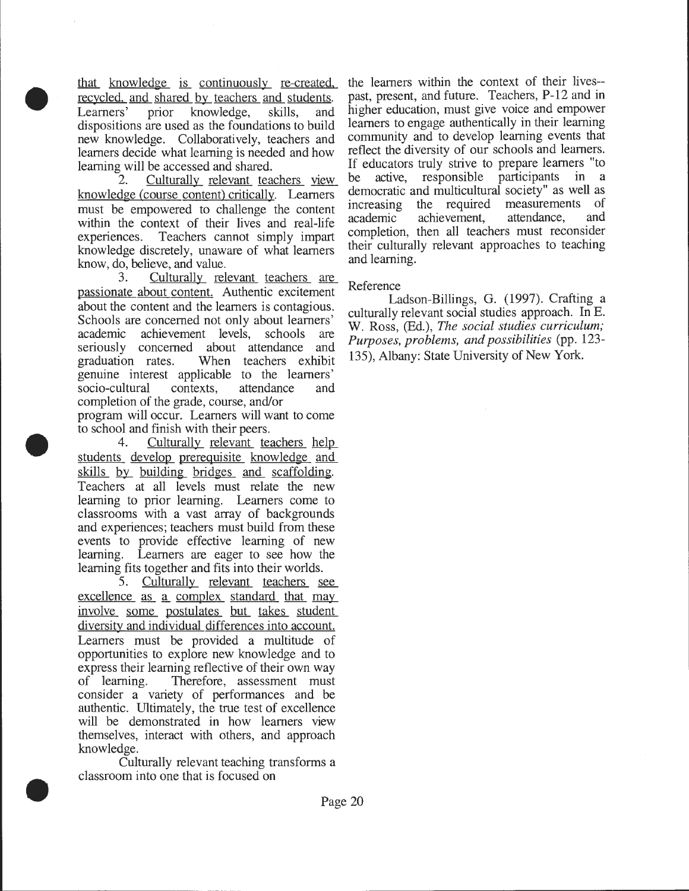that knowledge is continuously re-created, recycled, and shared by teachers and students. Learners' prior knowledge, skills, and dispositions are used as the foundations to build new knowledge. Collaboratively, teachers and learners decide what learning is needed and how learning will be accessed and shared.

2. Culturally relevant teachers view knowledge (course content) critically. Learners must be empowered to challenge the content within the context of their lives and real-life experiences. Teachers cannot simply impart knowledge discretely, unaware of what learners know, do, believe, and value.

3. Culturally relevant teachers are passionate about content. Authentic excitement about the content and the learners is contagious. Schools are concerned not only about learners' academic achievement levels, schools are seriously concerned about attendance and graduation rates. When teachers exhibit genuine interest applicable to the learners' socio-cultural contexts, attendance and completion of the grade, course, and/or program will occur. Learners will want to come to school and finish with their peers.

4. Culturally relevant teachers help students develop prerequisite knowledge and skills by building bridges and scaffolding. Teachers at all levels must relate the new learning to prior learning. Learners come to classrooms with a vast array of backgrounds and experiences; teachers must build from these events to provide effective learning of new learning. Learners are eager to see how the learning fits together and fits into their worlds.

5. Culturally relevant teachers see excellence as a complex standard that may involve some postulates but takes student diversity and individual differences into account. Learners must be provided a multitude of opportunities to explore new knowledge and to express their learning reflective of their own way of learning. Therefore, assessment must consider a variety of performances and be authentic. Ultimately, the true test of excellence will be demonstrated in how learners view themselves, interact with others, and approach knowledge.

Culturally relevant teaching transforms a classroom into one that is focused on the learners within the context of their lives--past, present, and future. Teachers, P-12 and in higher education, must give voice and empower learners to engage authentically in their learning community and to develop learning events that reflect the diversity of our schools and learners. If educators truly strive to prepare learners "to be active, responsible participants in a democratic and multicultural society" as well as increasing the required measurements of academic achievement, attendance, and completion, then all teachers must reconsider their culturally relevant approaches to teaching and learning.

Reference

Ladson-Billings, G. (1997). Crafting a culturally relevant social studies approach. In E. W. Ross, (Ed.), *The social studies curriculum; Purposes, problems, and possibilities* (pp. 123-135), Albany: State University of New York.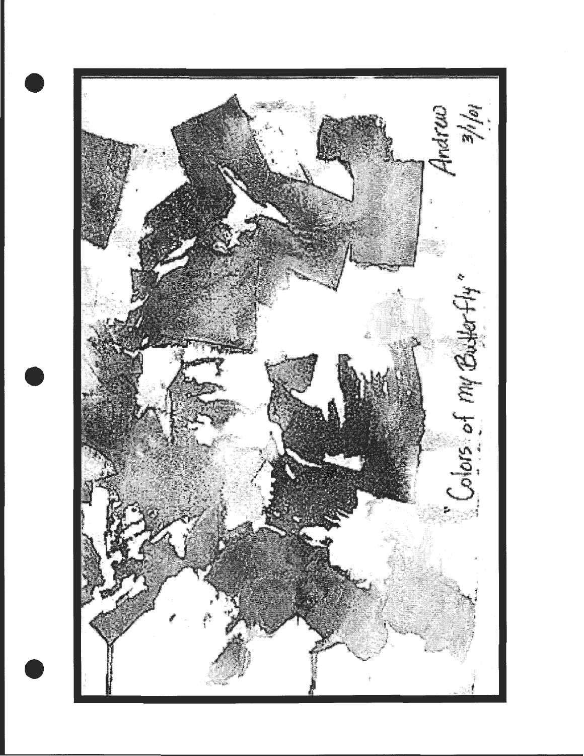"Colors of my Butterfly"

Andrew
3/1/01